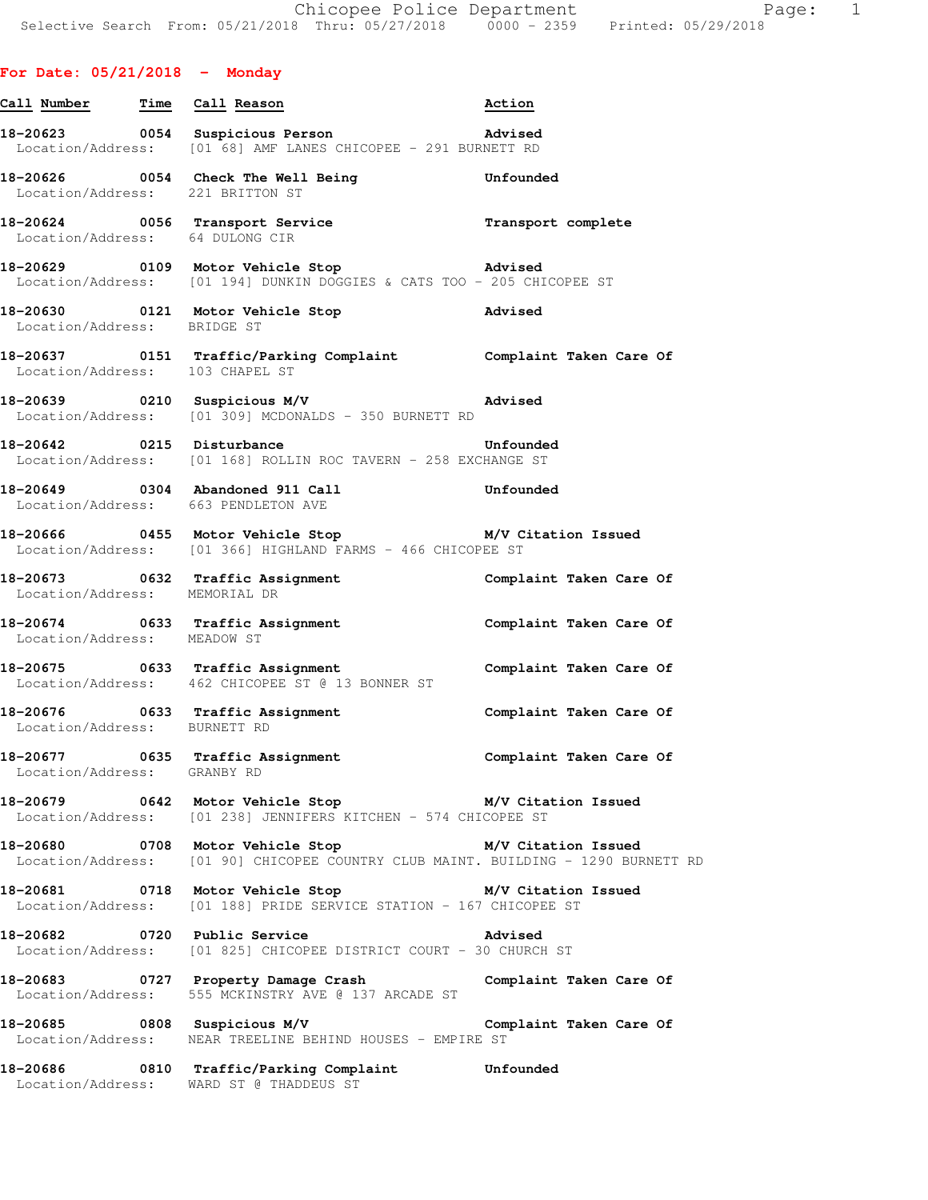For Date: 05/21/2018 - Monday

| Call Number | Time | Call Reason | Action |
|---|---|---|---|
| 18-20623 | 0054 | Suspicious Person | Advised |
| Location/Address: | | [01 68] AMF LANES CHICOPEE - 291 BURNETT RD | |
| 18-20626 | 0054 | Check The Well Being | Unfounded |
| Location/Address: | | 221 BRITTON ST | |
| 18-20624 | 0056 | Transport Service | Transport complete |
| Location/Address: | | 64 DULONG CIR | |
| 18-20629 | 0109 | Motor Vehicle Stop | Advised |
| Location/Address: | | [01 194] DUNKIN DOGGIES & CATS TOO - 205 CHICOPEE ST | |
| 18-20630 | 0121 | Motor Vehicle Stop | Advised |
| Location/Address: | | BRIDGE ST | |
| 18-20637 | 0151 | Traffic/Parking Complaint | Complaint Taken Care Of |
| Location/Address: | | 103 CHAPEL ST | |
| 18-20639 | 0210 | Suspicious M/V | Advised |
| Location/Address: | | [01 309] MCDONALDS - 350 BURNETT RD | |
| 18-20642 | 0215 | Disturbance | Unfounded |
| Location/Address: | | [01 168] ROLLIN ROC TAVERN - 258 EXCHANGE ST | |
| 18-20649 | 0304 | Abandoned 911 Call | Unfounded |
| Location/Address: | | 663 PENDLETON AVE | |
| 18-20666 | 0455 | Motor Vehicle Stop | M/V Citation Issued |
| Location/Address: | | [01 366] HIGHLAND FARMS - 466 CHICOPEE ST | |
| 18-20673 | 0632 | Traffic Assignment | Complaint Taken Care Of |
| Location/Address: | | MEMORIAL DR | |
| 18-20674 | 0633 | Traffic Assignment | Complaint Taken Care Of |
| Location/Address: | | MEADOW ST | |
| 18-20675 | 0633 | Traffic Assignment | Complaint Taken Care Of |
| Location/Address: | | 462 CHICOPEE ST @ 13 BONNER ST | |
| 18-20676 | 0633 | Traffic Assignment | Complaint Taken Care Of |
| Location/Address: | | BURNETT RD | |
| 18-20677 | 0635 | Traffic Assignment | Complaint Taken Care Of |
| Location/Address: | | GRANBY RD | |
| 18-20679 | 0642 | Motor Vehicle Stop | M/V Citation Issued |
| Location/Address: | | [01 238] JENNIFERS KITCHEN - 574 CHICOPEE ST | |
| 18-20680 | 0708 | Motor Vehicle Stop | M/V Citation Issued |
| Location/Address: | | [01 90] CHICOPEE COUNTRY CLUB MAINT. BUILDING - 1290 BURNETT RD | |
| 18-20681 | 0718 | Motor Vehicle Stop | M/V Citation Issued |
| Location/Address: | | [01 188] PRIDE SERVICE STATION - 167 CHICOPEE ST | |
| 18-20682 | 0720 | Public Service | Advised |
| Location/Address: | | [01 825] CHICOPEE DISTRICT COURT - 30 CHURCH ST | |
| 18-20683 | 0727 | Property Damage Crash | Complaint Taken Care Of |
| Location/Address: | | 555 MCKINSTRY AVE @ 137 ARCADE ST | |
| 18-20685 | 0808 | Suspicious M/V | Complaint Taken Care Of |
| Location/Address: | | NEAR TREELINE BEHIND HOUSES - EMPIRE ST | |
| 18-20686 | 0810 | Traffic/Parking Complaint | Unfounded |
| Location/Address: | | WARD ST @ THADDEUS ST | |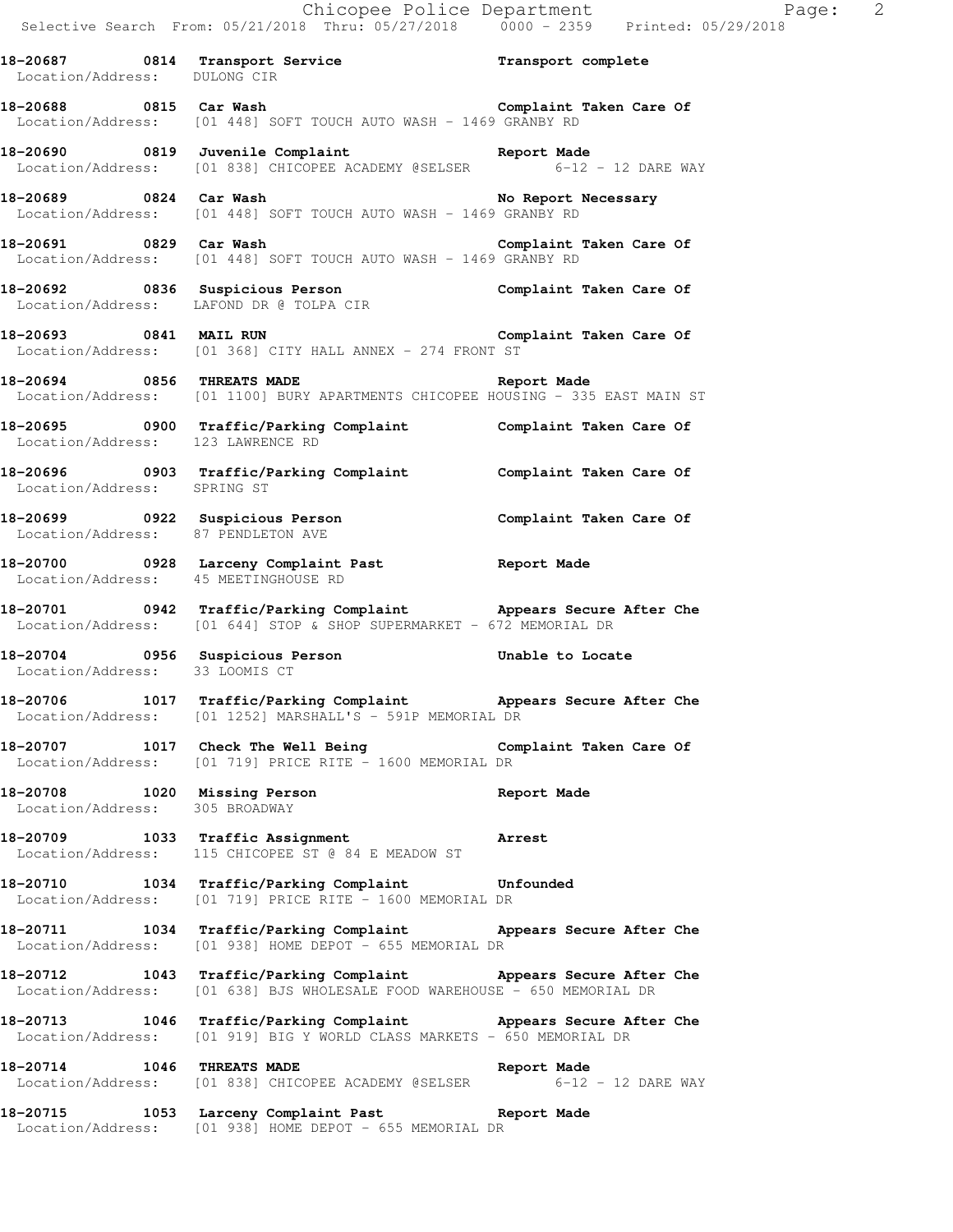**18-20687 0814 Transport Service** **Transport complete**
Location/Address: DULONG CIR

**18-20688 0815 Car Wash** **Complaint Taken Care Of**
Location/Address: [01 448] SOFT TOUCH AUTO WASH - 1469 GRANBY RD

**18-20690 0819 Juvenile Complaint** **Report Made**
Location/Address: [01 838] CHICOPEE ACADEMY @SELSER 6-12 - 12 DARE WAY

**18-20689 0824 Car Wash** **No Report Necessary**
Location/Address: [01 448] SOFT TOUCH AUTO WASH - 1469 GRANBY RD

**18-20691 0829 Car Wash** **Complaint Taken Care Of**
Location/Address: [01 448] SOFT TOUCH AUTO WASH - 1469 GRANBY RD

**18-20692 0836 Suspicious Person** **Complaint Taken Care Of**
Location/Address: LAFOND DR @ TOLPA CIR

**18-20693 0841 MAIL RUN** **Complaint Taken Care Of**
Location/Address: [01 368] CITY HALL ANNEX - 274 FRONT ST

**18-20694 0856 THREATS MADE** **Report Made**
Location/Address: [01 1100] BURY APARTMENTS CHICOPEE HOUSING - 335 EAST MAIN ST

**18-20695 0900 Traffic/Parking Complaint** **Complaint Taken Care Of**
Location/Address: 123 LAWRENCE RD

**18-20696 0903 Traffic/Parking Complaint** **Complaint Taken Care Of**
Location/Address: SPRING ST

**18-20699 0922 Suspicious Person** **Complaint Taken Care Of**
Location/Address: 87 PENDLETON AVE

**18-20700 0928 Larceny Complaint Past** **Report Made**
Location/Address: 45 MEETINGHOUSE RD

**18-20701 0942 Traffic/Parking Complaint** **Appears Secure After Che**
Location/Address: [01 644] STOP & SHOP SUPERMARKET - 672 MEMORIAL DR

**18-20704 0956 Suspicious Person** **Unable to Locate**
Location/Address: 33 LOOMIS CT

**18-20706 1017 Traffic/Parking Complaint** **Appears Secure After Che**
Location/Address: [01 1252] MARSHALL'S - 591P MEMORIAL DR

**18-20707 1017 Check The Well Being** **Complaint Taken Care Of**
Location/Address: [01 719] PRICE RITE - 1600 MEMORIAL DR

**18-20708 1020 Missing Person** **Report Made**
Location/Address: 305 BROADWAY

**18-20709 1033 Traffic Assignment** **Arrest**
Location/Address: 115 CHICOPEE ST @ 84 E MEADOW ST

**18-20710 1034 Traffic/Parking Complaint** **Unfounded**
Location/Address: [01 719] PRICE RITE - 1600 MEMORIAL DR

**18-20711 1034 Traffic/Parking Complaint** **Appears Secure After Che**
Location/Address: [01 938] HOME DEPOT - 655 MEMORIAL DR

**18-20712 1043 Traffic/Parking Complaint** **Appears Secure After Che**
Location/Address: [01 638] BJS WHOLESALE FOOD WAREHOUSE - 650 MEMORIAL DR

**18-20713 1046 Traffic/Parking Complaint** **Appears Secure After Che**
Location/Address: [01 919] BIG Y WORLD CLASS MARKETS - 650 MEMORIAL DR

**18-20714 1046 THREATS MADE** **Report Made**
Location/Address: [01 838] CHICOPEE ACADEMY @SELSER 6-12 - 12 DARE WAY

**18-20715 1053 Larceny Complaint Past** **Report Made**
Location/Address: [01 938] HOME DEPOT - 655 MEMORIAL DR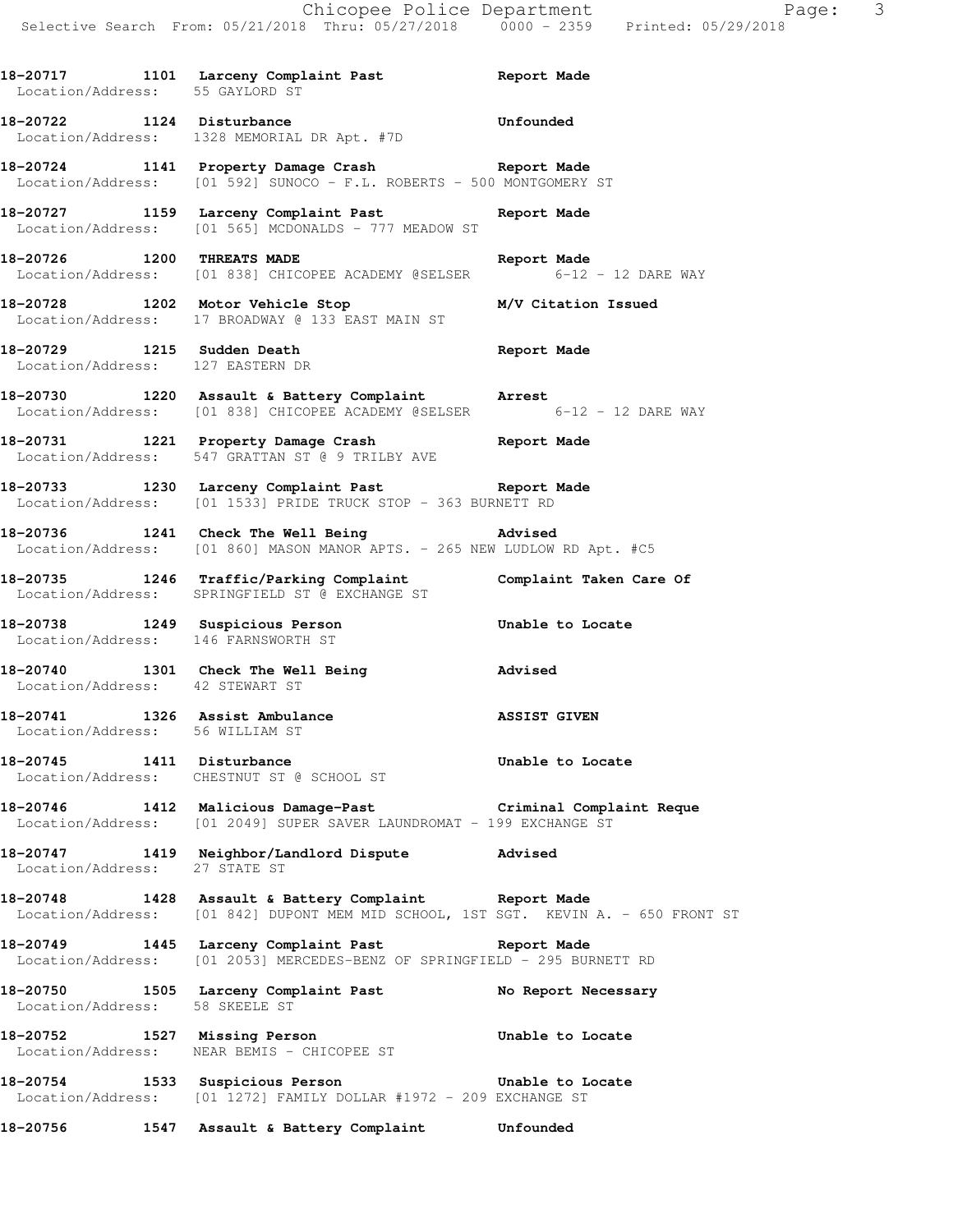18-20717 1101 Larceny Complaint Past Report Made
Location/Address: 55 GAYLORD ST

18-20722 1124 Disturbance Unfounded
Location/Address: 1328 MEMORIAL DR Apt. #7D

18-20724 1141 Property Damage Crash Report Made
Location/Address: [01 592] SUNOCO - F.L. ROBERTS - 500 MONTGOMERY ST

18-20727 1159 Larceny Complaint Past Report Made
Location/Address: [01 565] MCDONALDS - 777 MEADOW ST

18-20726 1200 THREATS MADE Report Made
Location/Address: [01 838] CHICOPEE ACADEMY @SELSER 6-12 - 12 DARE WAY

18-20728 1202 Motor Vehicle Stop M/V Citation Issued
Location/Address: 17 BROADWAY @ 133 EAST MAIN ST

18-20729 1215 Sudden Death Report Made
Location/Address: 127 EASTERN DR

18-20730 1220 Assault & Battery Complaint Arrest
Location/Address: [01 838] CHICOPEE ACADEMY @SELSER 6-12 - 12 DARE WAY

18-20731 1221 Property Damage Crash Report Made
Location/Address: 547 GRATTAN ST @ 9 TRILBY AVE

18-20733 1230 Larceny Complaint Past Report Made
Location/Address: [01 1533] PRIDE TRUCK STOP - 363 BURNETT RD

18-20736 1241 Check The Well Being Advised
Location/Address: [01 860] MASON MANOR APTS. - 265 NEW LUDLOW RD Apt. #C5

18-20735 1246 Traffic/Parking Complaint Complaint Taken Care Of
Location/Address: SPRINGFIELD ST @ EXCHANGE ST

18-20738 1249 Suspicious Person Unable to Locate
Location/Address: 146 FARNSWORTH ST

18-20740 1301 Check The Well Being Advised
Location/Address: 42 STEWART ST

18-20741 1326 Assist Ambulance ASSIST GIVEN
Location/Address: 56 WILLIAM ST

18-20745 1411 Disturbance Unable to Locate
Location/Address: CHESTNUT ST @ SCHOOL ST

18-20746 1412 Malicious Damage-Past Criminal Complaint Reque
Location/Address: [01 2049] SUPER SAVER LAUNDROMAT - 199 EXCHANGE ST

18-20747 1419 Neighbor/Landlord Dispute Advised
Location/Address: 27 STATE ST

18-20748 1428 Assault & Battery Complaint Report Made
Location/Address: [01 842] DUPONT MEM MID SCHOOL, 1ST SGT. KEVIN A. - 650 FRONT ST

18-20749 1445 Larceny Complaint Past Report Made
Location/Address: [01 2053] MERCEDES-BENZ OF SPRINGFIELD - 295 BURNETT RD

18-20750 1505 Larceny Complaint Past No Report Necessary
Location/Address: 58 SKEELE ST

18-20752 1527 Missing Person Unable to Locate
Location/Address: NEAR BEMIS - CHICOPEE ST

18-20754 1533 Suspicious Person Unable to Locate
Location/Address: [01 1272] FAMILY DOLLAR #1972 - 209 EXCHANGE ST

18-20756 1547 Assault & Battery Complaint Unfounded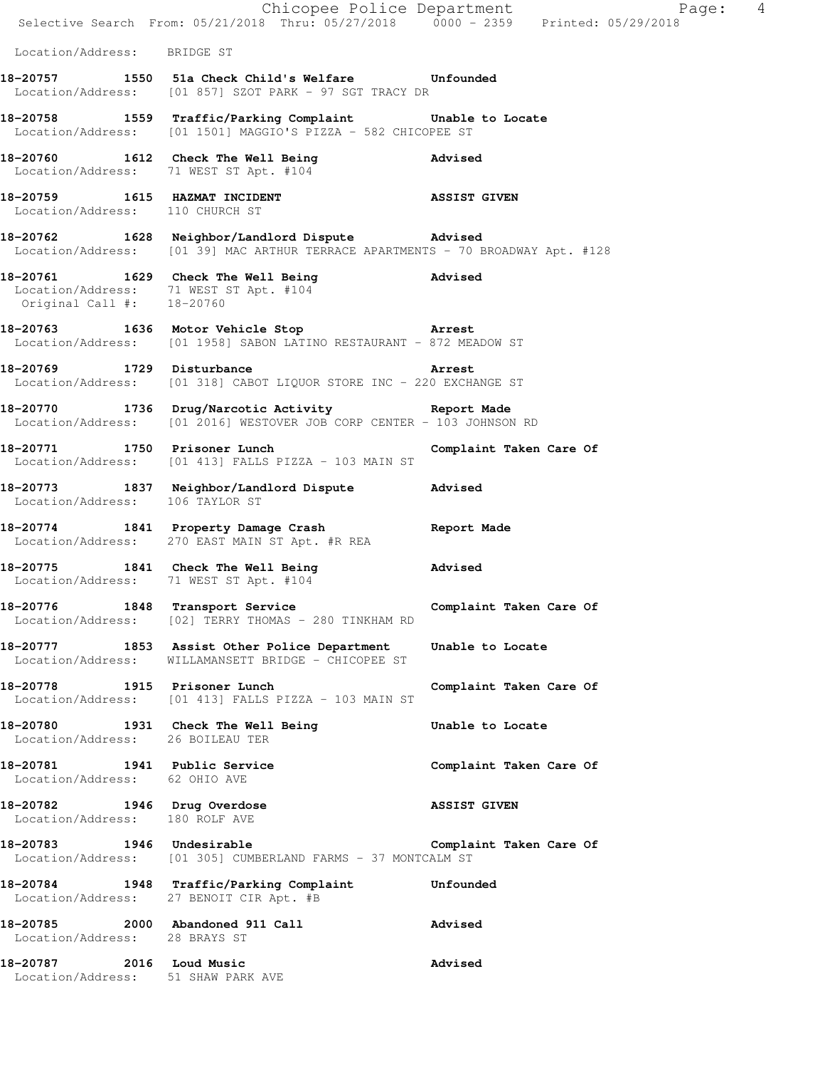Location/Address: BRIDGE ST

**18-20757 1550 51a Check Child's Welfare Unfounded**
Location/Address: [01 857] SZOT PARK - 97 SGT TRACY DR

**18-20758 1559 Traffic/Parking Complaint Unable to Locate**
Location/Address: [01 1501] MAGGIO'S PIZZA - 582 CHICOPEE ST

**18-20760 1612 Check The Well Being Advised**
Location/Address: 71 WEST ST Apt. #104

**18-20759 1615 HAZMAT INCIDENT ASSIST GIVEN**
Location/Address: 110 CHURCH ST

**18-20762 1628 Neighbor/Landlord Dispute Advised**
Location/Address: [01 39] MAC ARTHUR TERRACE APARTMENTS - 70 BROADWAY Apt. #128

**18-20761 1629 Check The Well Being Advised**
Location/Address: 71 WEST ST Apt. #104
Original Call #: 18-20760

**18-20763 1636 Motor Vehicle Stop Arrest**
Location/Address: [01 1958] SABON LATINO RESTAURANT - 872 MEADOW ST

**18-20769 1729 Disturbance Arrest**
Location/Address: [01 318] CABOT LIQUOR STORE INC - 220 EXCHANGE ST

**18-20770 1736 Drug/Narcotic Activity Report Made**
Location/Address: [01 2016] WESTOVER JOB CORP CENTER - 103 JOHNSON RD

**18-20771 1750 Prisoner Lunch Complaint Taken Care Of**
Location/Address: [01 413] FALLS PIZZA - 103 MAIN ST

**18-20773 1837 Neighbor/Landlord Dispute Advised**
Location/Address: 106 TAYLOR ST

**18-20774 1841 Property Damage Crash Report Made**
Location/Address: 270 EAST MAIN ST Apt. #R REA

**18-20775 1841 Check The Well Being Advised**
Location/Address: 71 WEST ST Apt. #104

**18-20776 1848 Transport Service Complaint Taken Care Of**
Location/Address: [02] TERRY THOMAS - 280 TINKHAM RD

**18-20777 1853 Assist Other Police Department Unable to Locate**
Location/Address: WILLAMANSETT BRIDGE - CHICOPEE ST

**18-20778 1915 Prisoner Lunch Complaint Taken Care Of**
Location/Address: [01 413] FALLS PIZZA - 103 MAIN ST

**18-20780 1931 Check The Well Being Unable to Locate**
Location/Address: 26 BOILEAU TER

**18-20781 1941 Public Service Complaint Taken Care Of**
Location/Address: 62 OHIO AVE

**18-20782 1946 Drug Overdose ASSIST GIVEN**
Location/Address: 180 ROLF AVE

**18-20783 1946 Undesirable Complaint Taken Care Of**
Location/Address: [01 305] CUMBERLAND FARMS - 37 MONTCALM ST

**18-20784 1948 Traffic/Parking Complaint Unfounded**
Location/Address: 27 BENOIT CIR Apt. #B

**18-20785 2000 Abandoned 911 Call Advised**
Location/Address: 28 BRAYS ST

**18-20787 2016 Loud Music Advised**
Location/Address: 51 SHAW PARK AVE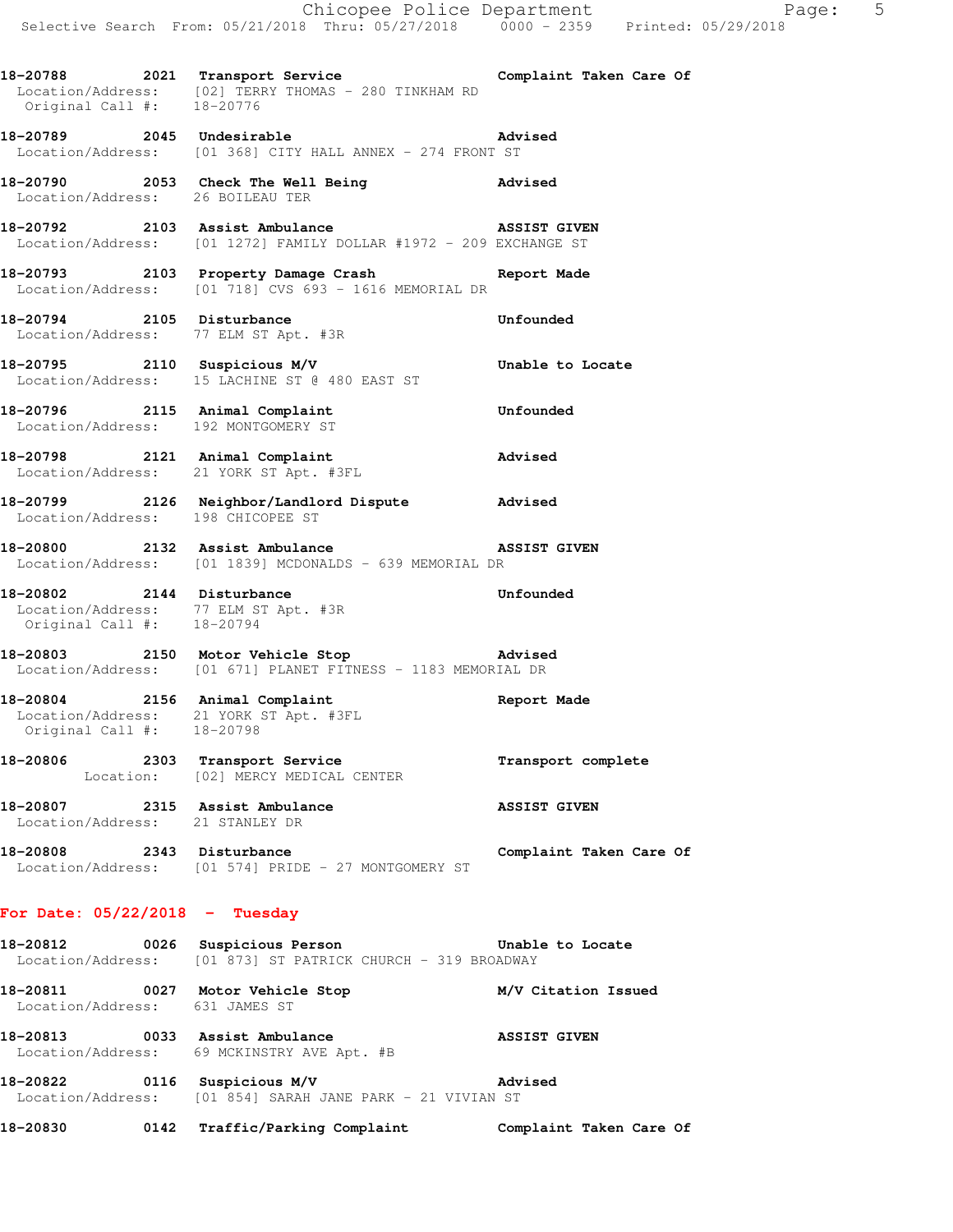**18-20788 2021 Transport Service** **Complaint Taken Care Of**
Location/Address: [02] TERRY THOMAS - 280 TINKHAM RD
Original Call #: 18-20776

**18-20789 2045 Undesirable** **Advised**
Location/Address: [01 368] CITY HALL ANNEX - 274 FRONT ST

**18-20790 2053 Check The Well Being** **Advised**
Location/Address: 26 BOILEAU TER

**18-20792 2103 Assist Ambulance** **ASSIST GIVEN**
Location/Address: [01 1272] FAMILY DOLLAR #1972 - 209 EXCHANGE ST

**18-20793 2103 Property Damage Crash** **Report Made**
Location/Address: [01 718] CVS 693 - 1616 MEMORIAL DR

**18-20794 2105 Disturbance** **Unfounded**
Location/Address: 77 ELM ST Apt. #3R

**18-20795 2110 Suspicious M/V** **Unable to Locate**
Location/Address: 15 LACHINE ST @ 480 EAST ST

**18-20796 2115 Animal Complaint** **Unfounded**
Location/Address: 192 MONTGOMERY ST

**18-20798 2121 Animal Complaint** **Advised**
Location/Address: 21 YORK ST Apt. #3FL

**18-20799 2126 Neighbor/Landlord Dispute** **Advised**
Location/Address: 198 CHICOPEE ST

**18-20800 2132 Assist Ambulance** **ASSIST GIVEN**
Location/Address: [01 1839] MCDONALDS - 639 MEMORIAL DR

**18-20802 2144 Disturbance** **Unfounded**
Location/Address: 77 ELM ST Apt. #3R
Original Call #: 18-20794

**18-20803 2150 Motor Vehicle Stop** **Advised**
Location/Address: [01 671] PLANET FITNESS - 1183 MEMORIAL DR

**18-20804 2156 Animal Complaint** **Report Made**
Location/Address: 21 YORK ST Apt. #3FL
Original Call #: 18-20798

**18-20806 2303 Transport Service** **Transport complete**
Location: [02] MERCY MEDICAL CENTER

**18-20807 2315 Assist Ambulance** **ASSIST GIVEN**
Location/Address: 21 STANLEY DR

**18-20808 2343 Disturbance** **Complaint Taken Care Of**
Location/Address: [01 574] PRIDE - 27 MONTGOMERY ST

## For Date: 05/22/2018 - Tuesday

**18-20812 0026 Suspicious Person** **Unable to Locate**
Location/Address: [01 873] ST PATRICK CHURCH - 319 BROADWAY

**18-20811 0027 Motor Vehicle Stop** **M/V Citation Issued**
Location/Address: 631 JAMES ST

**18-20813 0033 Assist Ambulance** **ASSIST GIVEN**
Location/Address: 69 MCKINSTRY AVE Apt. #B

**18-20822 0116 Suspicious M/V** **Advised**
Location/Address: [01 854] SARAH JANE PARK - 21 VIVIAN ST

**18-20830 0142 Traffic/Parking Complaint** **Complaint Taken Care Of**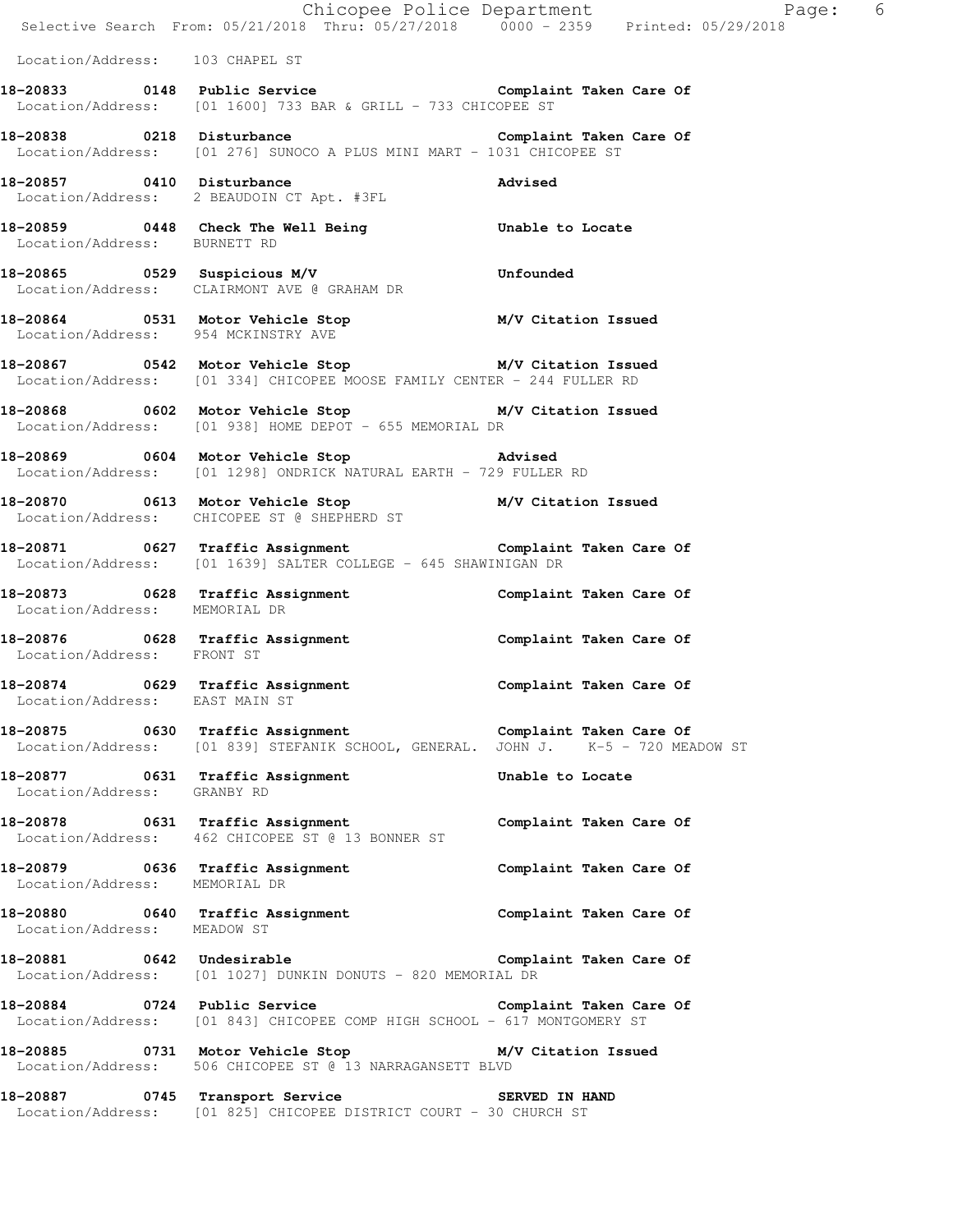Location/Address: 103 CHAPEL ST

**18-20833 0148 Public Service** **Complaint Taken Care Of**
Location/Address: [01 1600] 733 BAR & GRILL - 733 CHICOPEE ST

**18-20838 0218 Disturbance** **Complaint Taken Care Of**
Location/Address: [01 276] SUNOCO A PLUS MINI MART - 1031 CHICOPEE ST

**18-20857 0410 Disturbance** **Advised**
Location/Address: 2 BEAUDOIN CT Apt. #3FL

**18-20859 0448 Check The Well Being** **Unable to Locate**
Location/Address: BURNETT RD

**18-20865 0529 Suspicious M/V** **Unfounded**
Location/Address: CLAIRMONT AVE @ GRAHAM DR

**18-20864 0531 Motor Vehicle Stop** **M/V Citation Issued**
Location/Address: 954 MCKINSTRY AVE

**18-20867 0542 Motor Vehicle Stop** **M/V Citation Issued**
Location/Address: [01 334] CHICOPEE MOOSE FAMILY CENTER - 244 FULLER RD

**18-20868 0602 Motor Vehicle Stop** **M/V Citation Issued**
Location/Address: [01 938] HOME DEPOT - 655 MEMORIAL DR

**18-20869 0604 Motor Vehicle Stop** **Advised**
Location/Address: [01 1298] ONDRICK NATURAL EARTH - 729 FULLER RD

**18-20870 0613 Motor Vehicle Stop** **M/V Citation Issued**
Location/Address: CHICOPEE ST @ SHEPHERD ST

**18-20871 0627 Traffic Assignment** **Complaint Taken Care Of**
Location/Address: [01 1639] SALTER COLLEGE - 645 SHAWINIGAN DR

**18-20873 0628 Traffic Assignment** **Complaint Taken Care Of**
Location/Address: MEMORIAL DR

**18-20876 0628 Traffic Assignment** **Complaint Taken Care Of**
Location/Address: FRONT ST

**18-20874 0629 Traffic Assignment** **Complaint Taken Care Of**
Location/Address: EAST MAIN ST

**18-20875 0630 Traffic Assignment** **Complaint Taken Care Of**
Location/Address: [01 839] STEFANIK SCHOOL, GENERAL. JOHN J. K-5 - 720 MEADOW ST

**18-20877 0631 Traffic Assignment** **Unable to Locate**
Location/Address: GRANBY RD

**18-20878 0631 Traffic Assignment** **Complaint Taken Care Of**
Location/Address: 462 CHICOPEE ST @ 13 BONNER ST

**18-20879 0636 Traffic Assignment** **Complaint Taken Care Of**
Location/Address: MEMORIAL DR

**18-20880 0640 Traffic Assignment** **Complaint Taken Care Of**
Location/Address: MEADOW ST

**18-20881 0642 Undesirable** **Complaint Taken Care Of**
Location/Address: [01 1027] DUNKIN DONUTS - 820 MEMORIAL DR

**18-20884 0724 Public Service** **Complaint Taken Care Of**
Location/Address: [01 843] CHICOPEE COMP HIGH SCHOOL - 617 MONTGOMERY ST

**18-20885 0731 Motor Vehicle Stop** **M/V Citation Issued**
Location/Address: 506 CHICOPEE ST @ 13 NARRAGANSETT BLVD

**18-20887 0745 Transport Service** **SERVED IN HAND**
Location/Address: [01 825] CHICOPEE DISTRICT COURT - 30 CHURCH ST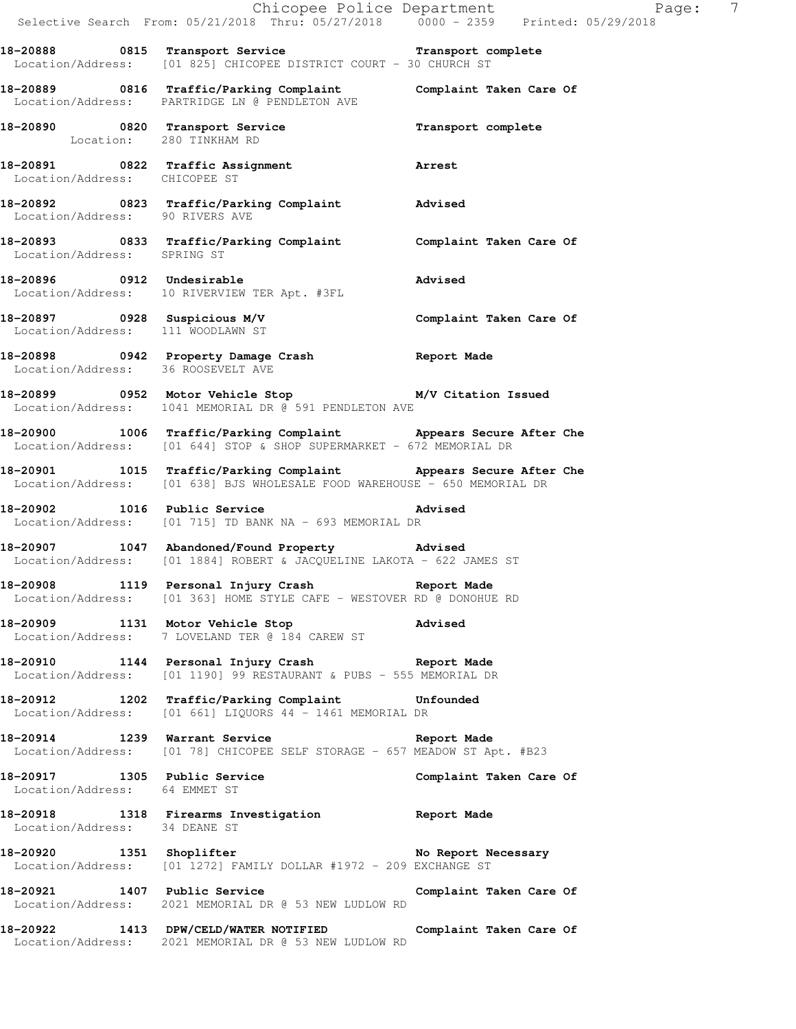18-20888 0815 **Transport Service** Transport complete
Location/Address: [01 825] CHICOPEE DISTRICT COURT - 30 CHURCH ST

18-20889 0816 **Traffic/Parking Complaint** Complaint Taken Care Of
Location/Address: PARTRIDGE LN @ PENDLETON AVE

18-20890 0820 **Transport Service** Transport complete
Location: 280 TINKHAM RD

18-20891 0822 **Traffic Assignment** Arrest
Location/Address: CHICOPEE ST

18-20892 0823 **Traffic/Parking Complaint** Advised
Location/Address: 90 RIVERS AVE

18-20893 0833 **Traffic/Parking Complaint** Complaint Taken Care Of
Location/Address: SPRING ST

18-20896 0912 **Undesirable** Advised
Location/Address: 10 RIVERVIEW TER Apt. #3FL

18-20897 0928 **Suspicious M/V** Complaint Taken Care Of
Location/Address: 111 WOODLAWN ST

18-20898 0942 **Property Damage Crash** Report Made
Location/Address: 36 ROOSEVELT AVE

18-20899 0952 **Motor Vehicle Stop** M/V Citation Issued
Location/Address: 1041 MEMORIAL DR @ 591 PENDLETON AVE

18-20900 1006 **Traffic/Parking Complaint** Appears Secure After Che
Location/Address: [01 644] STOP & SHOP SUPERMARKET - 672 MEMORIAL DR

18-20901 1015 **Traffic/Parking Complaint** Appears Secure After Che
Location/Address: [01 638] BJS WHOLESALE FOOD WAREHOUSE - 650 MEMORIAL DR

18-20902 1016 **Public Service** Advised
Location/Address: [01 715] TD BANK NA - 693 MEMORIAL DR

18-20907 1047 **Abandoned/Found Property** Advised
Location/Address: [01 1884] ROBERT & JACQUELINE LAKOTA - 622 JAMES ST

18-20908 1119 **Personal Injury Crash** Report Made
Location/Address: [01 363] HOME STYLE CAFE - WESTOVER RD @ DONOHUE RD

18-20909 1131 **Motor Vehicle Stop** Advised
Location/Address: 7 LOVELAND TER @ 184 CAREW ST

18-20910 1144 **Personal Injury Crash** Report Made
Location/Address: [01 1190] 99 RESTAURANT & PUBS - 555 MEMORIAL DR

18-20912 1202 **Traffic/Parking Complaint** Unfounded
Location/Address: [01 661] LIQUORS 44 - 1461 MEMORIAL DR

18-20914 1239 **Warrant Service** Report Made
Location/Address: [01 78] CHICOPEE SELF STORAGE - 657 MEADOW ST Apt. #B23

18-20917 1305 **Public Service** Complaint Taken Care Of
Location/Address: 64 EMMET ST

18-20918 1318 **Firearms Investigation** Report Made
Location/Address: 34 DEANE ST

18-20920 1351 **Shoplifter** No Report Necessary
Location/Address: [01 1272] FAMILY DOLLAR #1972 - 209 EXCHANGE ST

18-20921 1407 **Public Service** Complaint Taken Care Of
Location/Address: 2021 MEMORIAL DR @ 53 NEW LUDLOW RD

18-20922 1413 **DPW/CELD/WATER NOTIFIED** Complaint Taken Care Of
Location/Address: 2021 MEMORIAL DR @ 53 NEW LUDLOW RD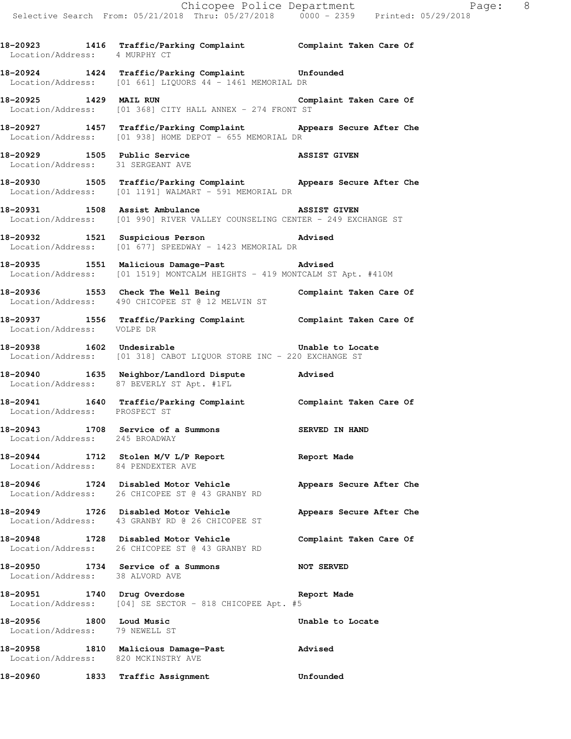**18-20923 1416 Traffic/Parking Complaint Complaint Taken Care Of**
Location/Address: 4 MURPHY CT

**18-20924 1424 Traffic/Parking Complaint Unfounded**
Location/Address: [01 661] LIQUORS 44 - 1461 MEMORIAL DR

**18-20925 1429 MAIL RUN Complaint Taken Care Of**
Location/Address: [01 368] CITY HALL ANNEX - 274 FRONT ST

**18-20927 1457 Traffic/Parking Complaint Appears Secure After Che**
Location/Address: [01 938] HOME DEPOT - 655 MEMORIAL DR

**18-20929 1505 Public Service ASSIST GIVEN**
Location/Address: 31 SERGEANT AVE

**18-20930 1505 Traffic/Parking Complaint Appears Secure After Che**
Location/Address: [01 1191] WALMART - 591 MEMORIAL DR

**18-20931 1508 Assist Ambulance ASSIST GIVEN**
Location/Address: [01 990] RIVER VALLEY COUNSELING CENTER - 249 EXCHANGE ST

**18-20932 1521 Suspicious Person Advised**
Location/Address: [01 677] SPEEDWAY - 1423 MEMORIAL DR

**18-20935 1551 Malicious Damage-Past Advised**
Location/Address: [01 1519] MONTCALM HEIGHTS - 419 MONTCALM ST Apt. #410M

**18-20936 1553 Check The Well Being Complaint Taken Care Of**
Location/Address: 490 CHICOPEE ST @ 12 MELVIN ST

**18-20937 1556 Traffic/Parking Complaint Complaint Taken Care Of**
Location/Address: VOLPE DR

**18-20938 1602 Undesirable Unable to Locate**
Location/Address: [01 318] CABOT LIQUOR STORE INC - 220 EXCHANGE ST

**18-20940 1635 Neighbor/Landlord Dispute Advised**
Location/Address: 87 BEVERLY ST Apt. #1FL

**18-20941 1640 Traffic/Parking Complaint Complaint Taken Care Of**
Location/Address: PROSPECT ST

**18-20943 1708 Service of a Summons SERVED IN HAND**
Location/Address: 245 BROADWAY

**18-20944 1712 Stolen M/V L/P Report Report Made**
Location/Address: 84 PENDEXTER AVE

**18-20946 1724 Disabled Motor Vehicle Appears Secure After Che**
Location/Address: 26 CHICOPEE ST @ 43 GRANBY RD

**18-20949 1726 Disabled Motor Vehicle Appears Secure After Che**
Location/Address: 43 GRANBY RD @ 26 CHICOPEE ST

**18-20948 1728 Disabled Motor Vehicle Complaint Taken Care Of**
Location/Address: 26 CHICOPEE ST @ 43 GRANBY RD

**18-20950 1734 Service of a Summons NOT SERVED**
Location/Address: 38 ALVORD AVE

**18-20951 1740 Drug Overdose Report Made**
Location/Address: [04] SE SECTOR - 818 CHICOPEE Apt. #5

**18-20956 1800 Loud Music Unable to Locate**
Location/Address: 79 NEWELL ST

**18-20958 1810 Malicious Damage-Past Advised**
Location/Address: 820 MCKINSTRY AVE

**18-20960 1833 Traffic Assignment Unfounded**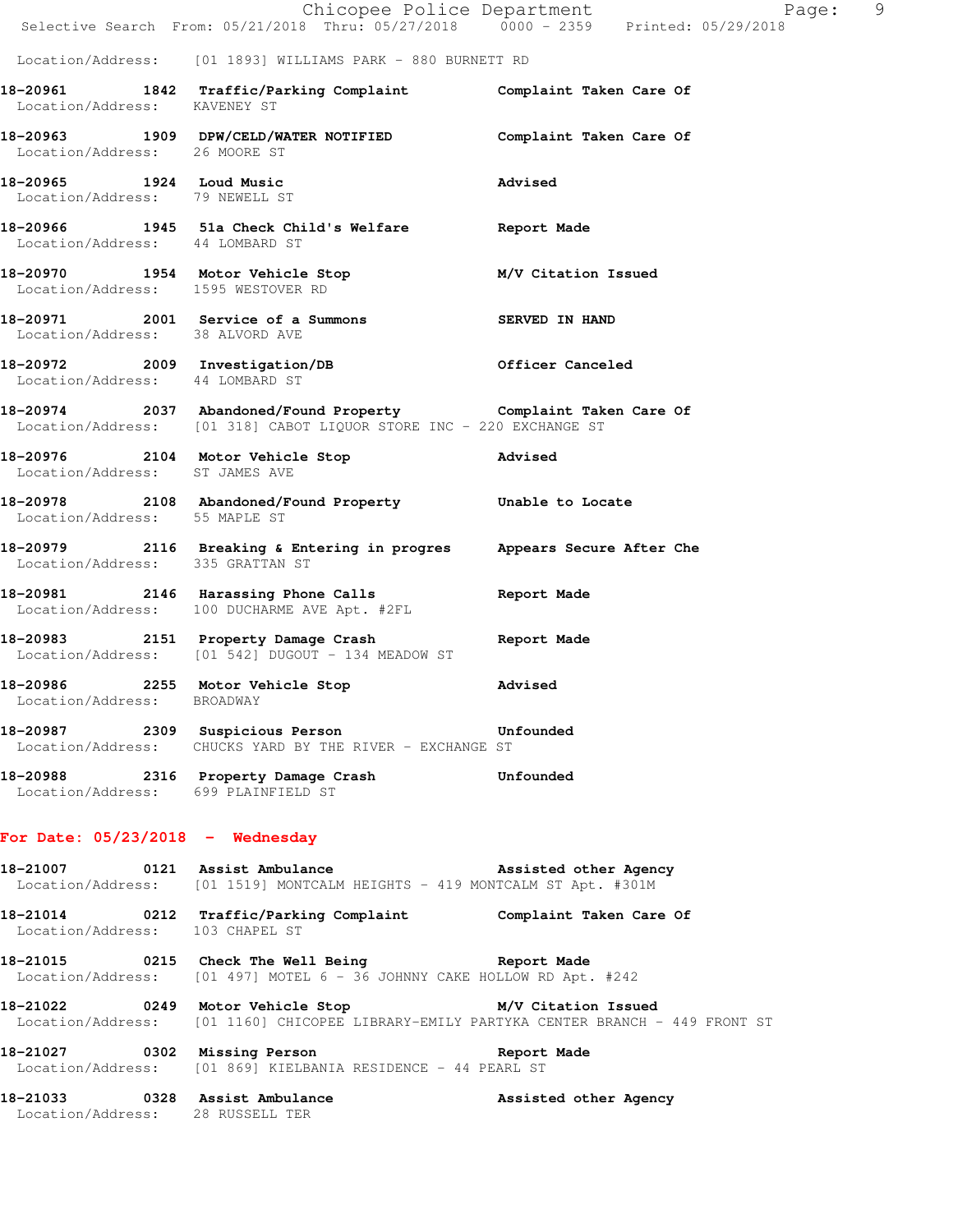Location/Address: [01 1893] WILLIAMS PARK - 880 BURNETT RD

**18-20961 1842 Traffic/Parking Complaint** Complaint Taken Care Of
Location/Address: KAVENEY ST

**18-20963 1909 DPW/CELD/WATER NOTIFIED** Complaint Taken Care Of
Location/Address: 26 MOORE ST

**18-20965 1924 Loud Music** Advised
Location/Address: 79 NEWELL ST

**18-20966 1945 51a Check Child's Welfare** Report Made
Location/Address: 44 LOMBARD ST

**18-20970 1954 Motor Vehicle Stop** M/V Citation Issued
Location/Address: 1595 WESTOVER RD

**18-20971 2001 Service of a Summons** SERVED IN HAND
Location/Address: 38 ALVORD AVE

**18-20972 2009 Investigation/DB** Officer Canceled
Location/Address: 44 LOMBARD ST

**18-20974 2037 Abandoned/Found Property** Complaint Taken Care Of
Location/Address: [01 318] CABOT LIQUOR STORE INC - 220 EXCHANGE ST

**18-20976 2104 Motor Vehicle Stop** Advised
Location/Address: ST JAMES AVE

**18-20978 2108 Abandoned/Found Property** Unable to Locate
Location/Address: 55 MAPLE ST

**18-20979 2116 Breaking & Entering in progres** Appears Secure After Che
Location/Address: 335 GRATTAN ST

**18-20981 2146 Harassing Phone Calls** Report Made
Location/Address: 100 DUCHARME AVE Apt. #2FL

**18-20983 2151 Property Damage Crash** Report Made
Location/Address: [01 542] DUGOUT - 134 MEADOW ST

**18-20986 2255 Motor Vehicle Stop** Advised
Location/Address: BROADWAY

**18-20987 2309 Suspicious Person** Unfounded
Location/Address: CHUCKS YARD BY THE RIVER - EXCHANGE ST

**18-20988 2316 Property Damage Crash** Unfounded
Location/Address: 699 PLAINFIELD ST

## For Date: 05/23/2018 - Wednesday

**18-21007 0121 Assist Ambulance** Assisted other Agency
Location/Address: [01 1519] MONTCALM HEIGHTS - 419 MONTCALM ST Apt. #301M

**18-21014 0212 Traffic/Parking Complaint** Complaint Taken Care Of
Location/Address: 103 CHAPEL ST

**18-21015 0215 Check The Well Being** Report Made
Location/Address: [01 497] MOTEL 6 - 36 JOHNNY CAKE HOLLOW RD Apt. #242

**18-21022 0249 Motor Vehicle Stop** M/V Citation Issued
Location/Address: [01 1160] CHICOPEE LIBRARY-EMILY PARTYKA CENTER BRANCH - 449 FRONT ST

**18-21027 0302 Missing Person** Report Made
Location/Address: [01 869] KIELBANIA RESIDENCE - 44 PEARL ST

**18-21033 0328 Assist Ambulance** Assisted other Agency
Location/Address: 28 RUSSELL TER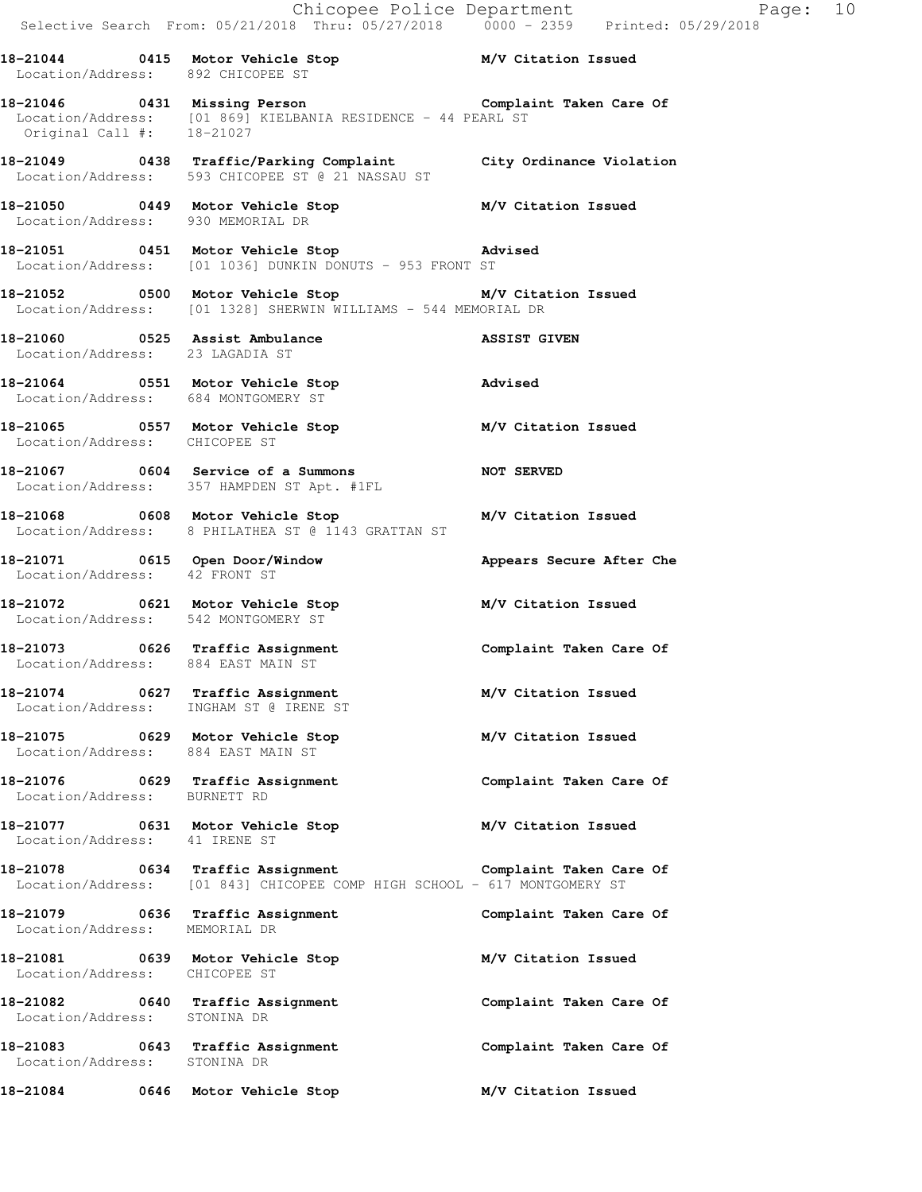**18-21044 0415 Motor Vehicle Stop** **M/V Citation Issued**
Location/Address: 892 CHICOPEE ST

**18-21046 0431 Missing Person** **Complaint Taken Care Of**
Location/Address: [01 869] KIELBANIA RESIDENCE - 44 PEARL ST
Original Call #: 18-21027

**18-21049 0438 Traffic/Parking Complaint** **City Ordinance Violation**
Location/Address: 593 CHICOPEE ST @ 21 NASSAU ST

**18-21050 0449 Motor Vehicle Stop** **M/V Citation Issued**
Location/Address: 930 MEMORIAL DR

**18-21051 0451 Motor Vehicle Stop** **Advised**
Location/Address: [01 1036] DUNKIN DONUTS - 953 FRONT ST

**18-21052 0500 Motor Vehicle Stop** **M/V Citation Issued**
Location/Address: [01 1328] SHERWIN WILLIAMS - 544 MEMORIAL DR

**18-21060 0525 Assist Ambulance** **ASSIST GIVEN**
Location/Address: 23 LAGADIA ST

**18-21064 0551 Motor Vehicle Stop** **Advised**
Location/Address: 684 MONTGOMERY ST

**18-21065 0557 Motor Vehicle Stop** **M/V Citation Issued**
Location/Address: CHICOPEE ST

**18-21067 0604 Service of a Summons** **NOT SERVED**
Location/Address: 357 HAMPDEN ST Apt. #1FL

**18-21068 0608 Motor Vehicle Stop** **M/V Citation Issued**
Location/Address: 8 PHILATHEA ST @ 1143 GRATTAN ST

**18-21071 0615 Open Door/Window** **Appears Secure After Che**
Location/Address: 42 FRONT ST

**18-21072 0621 Motor Vehicle Stop** **M/V Citation Issued**
Location/Address: 542 MONTGOMERY ST

**18-21073 0626 Traffic Assignment** **Complaint Taken Care Of**
Location/Address: 884 EAST MAIN ST

**18-21074 0627 Traffic Assignment** **M/V Citation Issued**
Location/Address: INGHAM ST @ IRENE ST

**18-21075 0629 Motor Vehicle Stop** **M/V Citation Issued**
Location/Address: 884 EAST MAIN ST

**18-21076 0629 Traffic Assignment** **Complaint Taken Care Of**
Location/Address: BURNETT RD

**18-21077 0631 Motor Vehicle Stop** **M/V Citation Issued**
Location/Address: 41 IRENE ST

**18-21078 0634 Traffic Assignment** **Complaint Taken Care Of**
Location/Address: [01 843] CHICOPEE COMP HIGH SCHOOL - 617 MONTGOMERY ST

**18-21079 0636 Traffic Assignment** **Complaint Taken Care Of**
Location/Address: MEMORIAL DR

**18-21081 0639 Motor Vehicle Stop** **M/V Citation Issued**
Location/Address: CHICOPEE ST

**18-21082 0640 Traffic Assignment** **Complaint Taken Care Of**
Location/Address: STONINA DR

**18-21083 0643 Traffic Assignment** **Complaint Taken Care Of**
Location/Address: STONINA DR

**18-21084 0646 Motor Vehicle Stop** **M/V Citation Issued**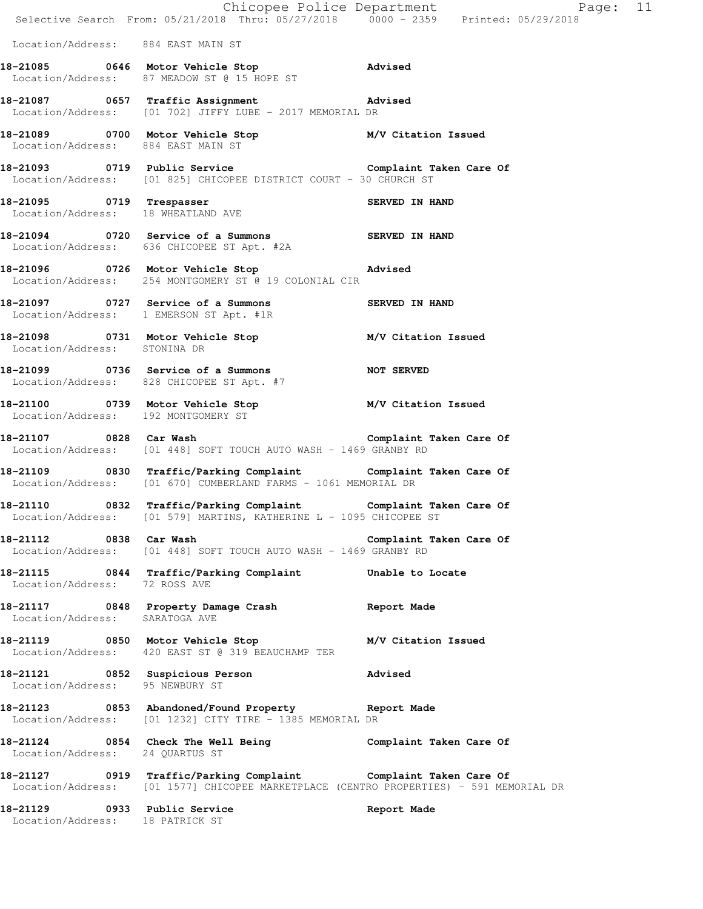Location/Address: 884 EAST MAIN ST

**18-21085 0646 Motor Vehicle Stop** Advised
Location/Address: 87 MEADOW ST @ 15 HOPE ST

**18-21087 0657 Traffic Assignment** Advised
Location/Address: [01 702] JIFFY LUBE - 2017 MEMORIAL DR

**18-21089 0700 Motor Vehicle Stop** M/V Citation Issued
Location/Address: 884 EAST MAIN ST

**18-21093 0719 Public Service** Complaint Taken Care Of
Location/Address: [01 825] CHICOPEE DISTRICT COURT - 30 CHURCH ST

**18-21095 0719 Trespasser** SERVED IN HAND
Location/Address: 18 WHEATLAND AVE

**18-21094 0720 Service of a Summons** SERVED IN HAND
Location/Address: 636 CHICOPEE ST Apt. #2A

**18-21096 0726 Motor Vehicle Stop** Advised
Location/Address: 254 MONTGOMERY ST @ 19 COLONIAL CIR

**18-21097 0727 Service of a Summons** SERVED IN HAND
Location/Address: 1 EMERSON ST Apt. #1R

**18-21098 0731 Motor Vehicle Stop** M/V Citation Issued
Location/Address: STONINA DR

**18-21099 0736 Service of a Summons** NOT SERVED
Location/Address: 828 CHICOPEE ST Apt. #7

**18-21100 0739 Motor Vehicle Stop** M/V Citation Issued
Location/Address: 192 MONTGOMERY ST

**18-21107 0828 Car Wash** Complaint Taken Care Of
Location/Address: [01 448] SOFT TOUCH AUTO WASH - 1469 GRANBY RD

**18-21109 0830 Traffic/Parking Complaint** Complaint Taken Care Of
Location/Address: [01 670] CUMBERLAND FARMS - 1061 MEMORIAL DR

**18-21110 0832 Traffic/Parking Complaint** Complaint Taken Care Of
Location/Address: [01 579] MARTINS, KATHERINE L - 1095 CHICOPEE ST

**18-21112 0838 Car Wash** Complaint Taken Care Of
Location/Address: [01 448] SOFT TOUCH AUTO WASH - 1469 GRANBY RD

**18-21115 0844 Traffic/Parking Complaint** Unable to Locate
Location/Address: 72 ROSS AVE

**18-21117 0848 Property Damage Crash** Report Made
Location/Address: SARATOGA AVE

**18-21119 0850 Motor Vehicle Stop** M/V Citation Issued
Location/Address: 420 EAST ST @ 319 BEAUCHAMP TER

**18-21121 0852 Suspicious Person** Advised
Location/Address: 95 NEWBURY ST

**18-21123 0853 Abandoned/Found Property** Report Made
Location/Address: [01 1232] CITY TIRE - 1385 MEMORIAL DR

**18-21124 0854 Check The Well Being** Complaint Taken Care Of
Location/Address: 24 QUARTUS ST

**18-21127 0919 Traffic/Parking Complaint** Complaint Taken Care Of
Location/Address: [01 1577] CHICOPEE MARKETPLACE (CENTRO PROPERTIES) - 591 MEMORIAL DR

**18-21129 0933 Public Service** Report Made
Location/Address: 18 PATRICK ST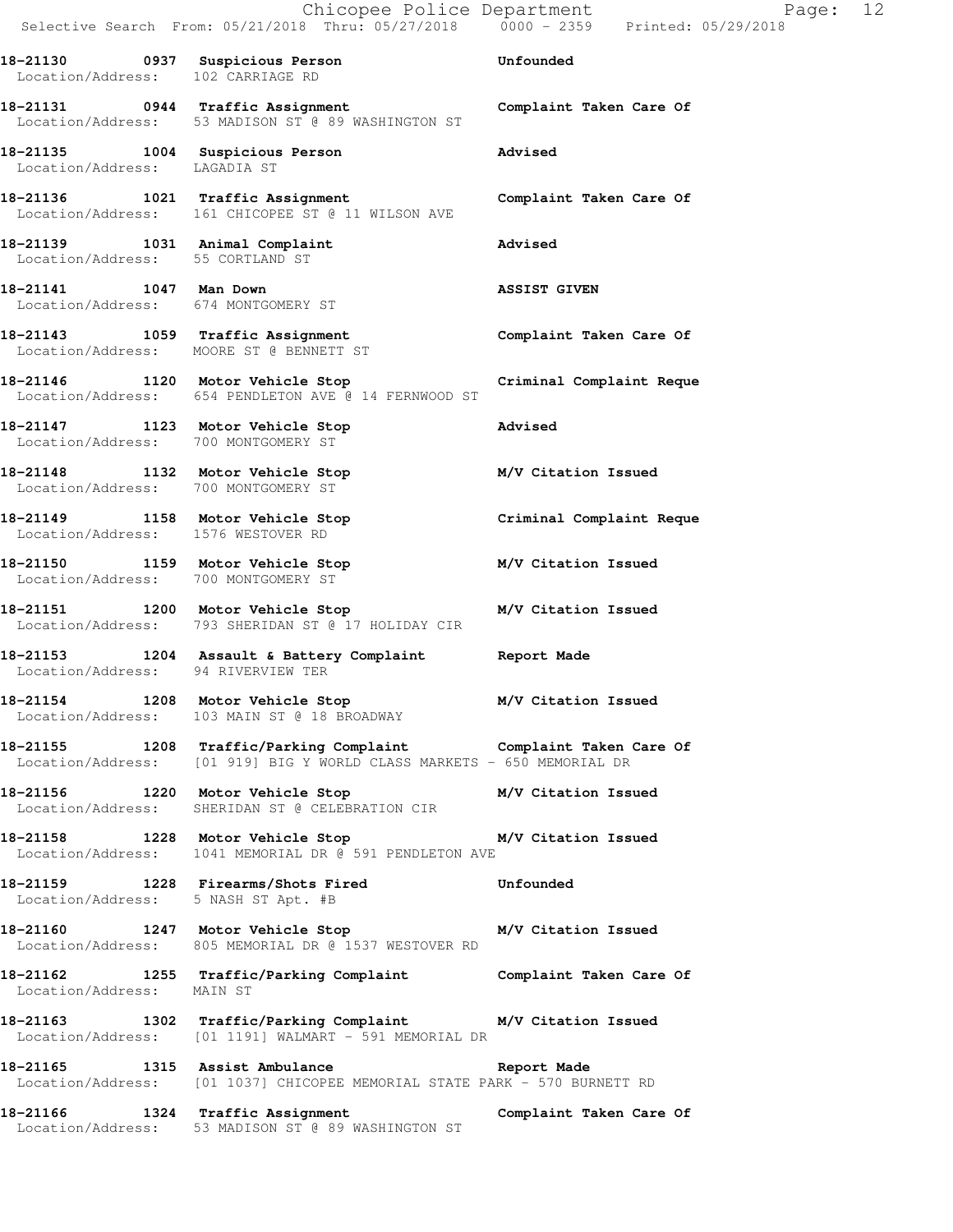**18-21130 0937 Suspicious Person Unfounded**
Location/Address: 102 CARRIAGE RD

**18-21131 0944 Traffic Assignment Complaint Taken Care Of**
Location/Address: 53 MADISON ST @ 89 WASHINGTON ST

**18-21135 1004 Suspicious Person Advised**
Location/Address: LAGADIA ST

**18-21136 1021 Traffic Assignment Complaint Taken Care Of**
Location/Address: 161 CHICOPEE ST @ 11 WILSON AVE

**18-21139 1031 Animal Complaint Advised**
Location/Address: 55 CORTLAND ST

**18-21141 1047 Man Down ASSIST GIVEN**
Location/Address: 674 MONTGOMERY ST

**18-21143 1059 Traffic Assignment Complaint Taken Care Of**
Location/Address: MOORE ST @ BENNETT ST

**18-21146 1120 Motor Vehicle Stop Criminal Complaint Reque**
Location/Address: 654 PENDLETON AVE @ 14 FERNWOOD ST

**18-21147 1123 Motor Vehicle Stop Advised**
Location/Address: 700 MONTGOMERY ST

**18-21148 1132 Motor Vehicle Stop M/V Citation Issued**
Location/Address: 700 MONTGOMERY ST

**18-21149 1158 Motor Vehicle Stop Criminal Complaint Reque**
Location/Address: 1576 WESTOVER RD

**18-21150 1159 Motor Vehicle Stop M/V Citation Issued**
Location/Address: 700 MONTGOMERY ST

**18-21151 1200 Motor Vehicle Stop M/V Citation Issued**
Location/Address: 793 SHERIDAN ST @ 17 HOLIDAY CIR

**18-21153 1204 Assault & Battery Complaint Report Made**
Location/Address: 94 RIVERVIEW TER

**18-21154 1208 Motor Vehicle Stop M/V Citation Issued**
Location/Address: 103 MAIN ST @ 18 BROADWAY

**18-21155 1208 Traffic/Parking Complaint Complaint Taken Care Of**
Location/Address: [01 919] BIG Y WORLD CLASS MARKETS - 650 MEMORIAL DR

**18-21156 1220 Motor Vehicle Stop M/V Citation Issued**
Location/Address: SHERIDAN ST @ CELEBRATION CIR

**18-21158 1228 Motor Vehicle Stop M/V Citation Issued**
Location/Address: 1041 MEMORIAL DR @ 591 PENDLETON AVE

**18-21159 1228 Firearms/Shots Fired Unfounded**
Location/Address: 5 NASH ST Apt. #B

**18-21160 1247 Motor Vehicle Stop M/V Citation Issued**
Location/Address: 805 MEMORIAL DR @ 1537 WESTOVER RD

**18-21162 1255 Traffic/Parking Complaint Complaint Taken Care Of**
Location/Address: MAIN ST

**18-21163 1302 Traffic/Parking Complaint M/V Citation Issued**
Location/Address: [01 1191] WALMART - 591 MEMORIAL DR

**18-21165 1315 Assist Ambulance Report Made**
Location/Address: [01 1037] CHICOPEE MEMORIAL STATE PARK - 570 BURNETT RD

**18-21166 1324 Traffic Assignment Complaint Taken Care Of**
Location/Address: 53 MADISON ST @ 89 WASHINGTON ST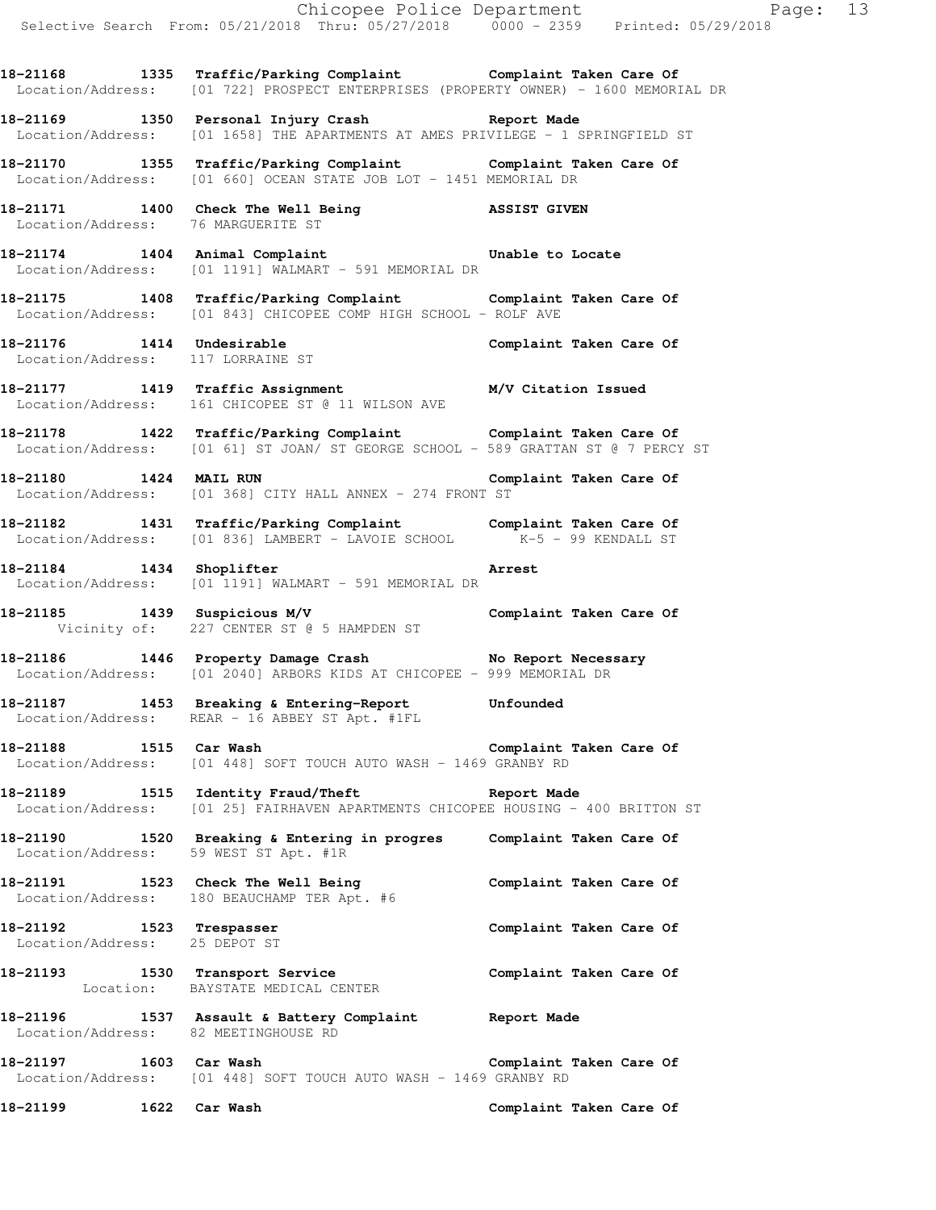18-21168 1335 **Traffic/Parking Complaint** Complaint Taken Care Of
Location/Address: [01 722] PROSPECT ENTERPRISES (PROPERTY OWNER) - 1600 MEMORIAL DR

18-21169 1350 **Personal Injury Crash** Report Made
Location/Address: [01 1658] THE APARTMENTS AT AMES PRIVILEGE - 1 SPRINGFIELD ST

18-21170 1355 **Traffic/Parking Complaint** Complaint Taken Care Of
Location/Address: [01 660] OCEAN STATE JOB LOT - 1451 MEMORIAL DR

18-21171 1400 **Check The Well Being** ASSIST GIVEN
Location/Address: 76 MARGUERITE ST

18-21174 1404 **Animal Complaint** Unable to Locate
Location/Address: [01 1191] WALMART - 591 MEMORIAL DR

18-21175 1408 **Traffic/Parking Complaint** Complaint Taken Care Of
Location/Address: [01 843] CHICOPEE COMP HIGH SCHOOL - ROLF AVE

18-21176 1414 **Undesirable** Complaint Taken Care Of
Location/Address: 117 LORRAINE ST

18-21177 1419 **Traffic Assignment** M/V Citation Issued
Location/Address: 161 CHICOPEE ST @ 11 WILSON AVE

18-21178 1422 **Traffic/Parking Complaint** Complaint Taken Care Of
Location/Address: [01 61] ST JOAN/ ST GEORGE SCHOOL - 589 GRATTAN ST @ 7 PERCY ST

18-21180 1424 **MAIL RUN** Complaint Taken Care Of
Location/Address: [01 368] CITY HALL ANNEX - 274 FRONT ST

18-21182 1431 **Traffic/Parking Complaint** Complaint Taken Care Of
Location/Address: [01 836] LAMBERT - LAVOIE SCHOOL K-5 - 99 KENDALL ST

18-21184 1434 **Shoplifter** Arrest
Location/Address: [01 1191] WALMART - 591 MEMORIAL DR

18-21185 1439 **Suspicious M/V** Complaint Taken Care Of
Vicinity of: 227 CENTER ST @ 5 HAMPDEN ST

18-21186 1446 **Property Damage Crash** No Report Necessary
Location/Address: [01 2040] ARBORS KIDS AT CHICOPEE - 999 MEMORIAL DR

18-21187 1453 **Breaking & Entering-Report** Unfounded
Location/Address: REAR - 16 ABBEY ST Apt. #1FL

18-21188 1515 **Car Wash** Complaint Taken Care Of
Location/Address: [01 448] SOFT TOUCH AUTO WASH - 1469 GRANBY RD

18-21189 1515 **Identity Fraud/Theft** Report Made
Location/Address: [01 25] FAIRHAVEN APARTMENTS CHICOPEE HOUSING - 400 BRITTON ST

18-21190 1520 **Breaking & Entering in progres** Complaint Taken Care Of
Location/Address: 59 WEST ST Apt. #1R

18-21191 1523 **Check The Well Being** Complaint Taken Care Of
Location/Address: 180 BEAUCHAMP TER Apt. #6

18-21192 1523 **Trespasser** Complaint Taken Care Of
Location/Address: 25 DEPOT ST

18-21193 1530 **Transport Service** Complaint Taken Care Of
Location: BAYSTATE MEDICAL CENTER

18-21196 1537 **Assault & Battery Complaint** Report Made
Location/Address: 82 MEETINGHOUSE RD

18-21197 1603 **Car Wash** Complaint Taken Care Of
Location/Address: [01 448] SOFT TOUCH AUTO WASH - 1469 GRANBY RD

18-21199 1622 **Car Wash** Complaint Taken Care Of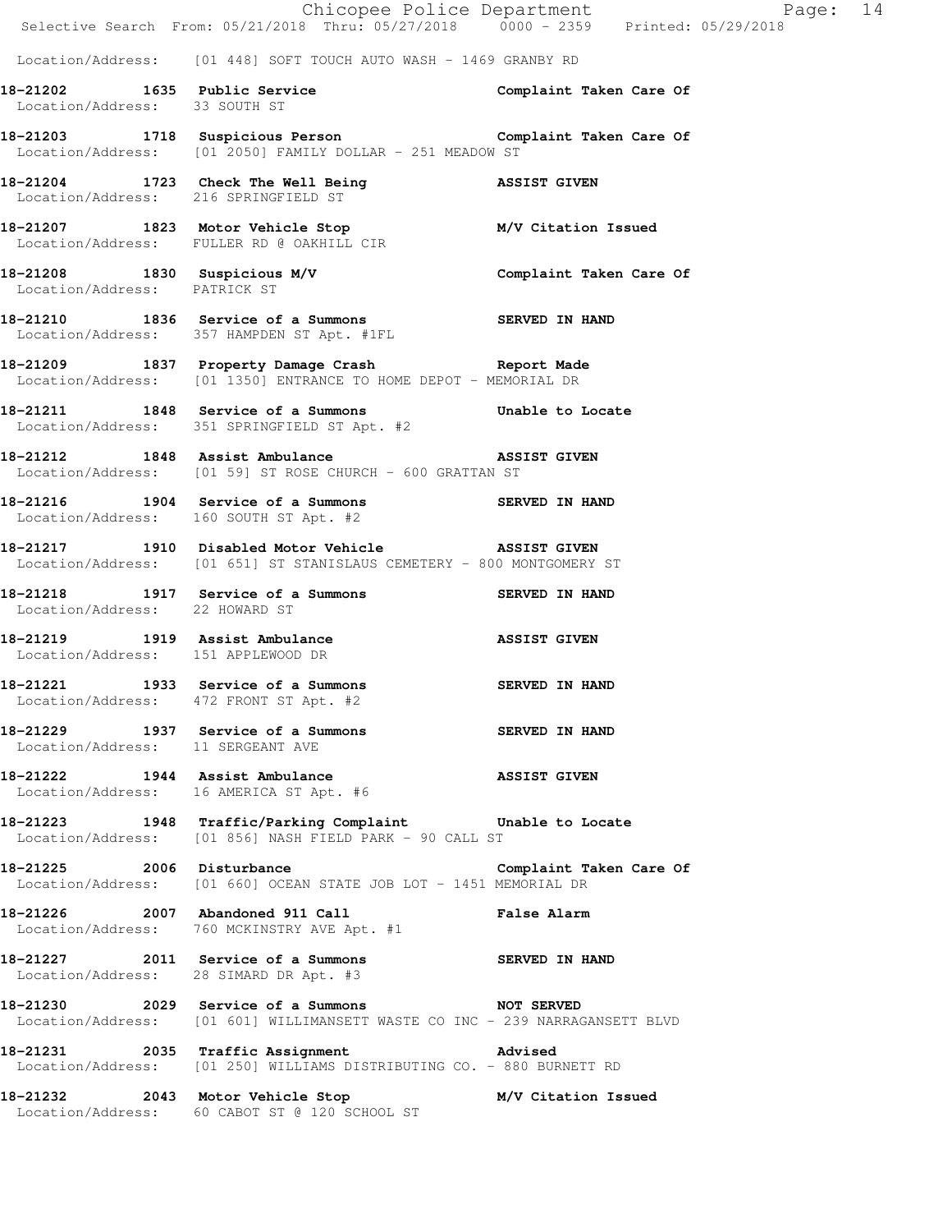Location/Address: [01 448] SOFT TOUCH AUTO WASH - 1469 GRANBY RD

**18-21202 1635 Public Service** — **Complaint Taken Care Of**
Location/Address: 33 SOUTH ST

**18-21203 1718 Suspicious Person** — **Complaint Taken Care Of**
Location/Address: [01 2050] FAMILY DOLLAR - 251 MEADOW ST

**18-21204 1723 Check The Well Being** — **ASSIST GIVEN**
Location/Address: 216 SPRINGFIELD ST

**18-21207 1823 Motor Vehicle Stop** — **M/V Citation Issued**
Location/Address: FULLER RD @ OAKHILL CIR

**18-21208 1830 Suspicious M/V** — **Complaint Taken Care Of**
Location/Address: PATRICK ST

**18-21210 1836 Service of a Summons** — **SERVED IN HAND**
Location/Address: 357 HAMPDEN ST Apt. #1FL

**18-21209 1837 Property Damage Crash** — **Report Made**
Location/Address: [01 1350] ENTRANCE TO HOME DEPOT - MEMORIAL DR

**18-21211 1848 Service of a Summons** — **Unable to Locate**
Location/Address: 351 SPRINGFIELD ST Apt. #2

**18-21212 1848 Assist Ambulance** — **ASSIST GIVEN**
Location/Address: [01 59] ST ROSE CHURCH - 600 GRATTAN ST

**18-21216 1904 Service of a Summons** — **SERVED IN HAND**
Location/Address: 160 SOUTH ST Apt. #2

**18-21217 1910 Disabled Motor Vehicle** — **ASSIST GIVEN**
Location/Address: [01 651] ST STANISLAUS CEMETERY - 800 MONTGOMERY ST

**18-21218 1917 Service of a Summons** — **SERVED IN HAND**
Location/Address: 22 HOWARD ST

**18-21219 1919 Assist Ambulance** — **ASSIST GIVEN**
Location/Address: 151 APPLEWOOD DR

**18-21221 1933 Service of a Summons** — **SERVED IN HAND**
Location/Address: 472 FRONT ST Apt. #2

**18-21229 1937 Service of a Summons** — **SERVED IN HAND**
Location/Address: 11 SERGEANT AVE

**18-21222 1944 Assist Ambulance** — **ASSIST GIVEN**
Location/Address: 16 AMERICA ST Apt. #6

**18-21223 1948 Traffic/Parking Complaint** — **Unable to Locate**
Location/Address: [01 856] NASH FIELD PARK - 90 CALL ST

**18-21225 2006 Disturbance** — **Complaint Taken Care Of**
Location/Address: [01 660] OCEAN STATE JOB LOT - 1451 MEMORIAL DR

**18-21226 2007 Abandoned 911 Call** — **False Alarm**
Location/Address: 760 MCKINSTRY AVE Apt. #1

**18-21227 2011 Service of a Summons** — **SERVED IN HAND**
Location/Address: 28 SIMARD DR Apt. #3

**18-21230 2029 Service of a Summons** — **NOT SERVED**
Location/Address: [01 601] WILLIMANSETT WASTE CO INC - 239 NARRAGANSETT BLVD

**18-21231 2035 Traffic Assignment** — **Advised**
Location/Address: [01 250] WILLIAMS DISTRIBUTING CO. - 880 BURNETT RD

**18-21232 2043 Motor Vehicle Stop** — **M/V Citation Issued**
Location/Address: 60 CABOT ST @ 120 SCHOOL ST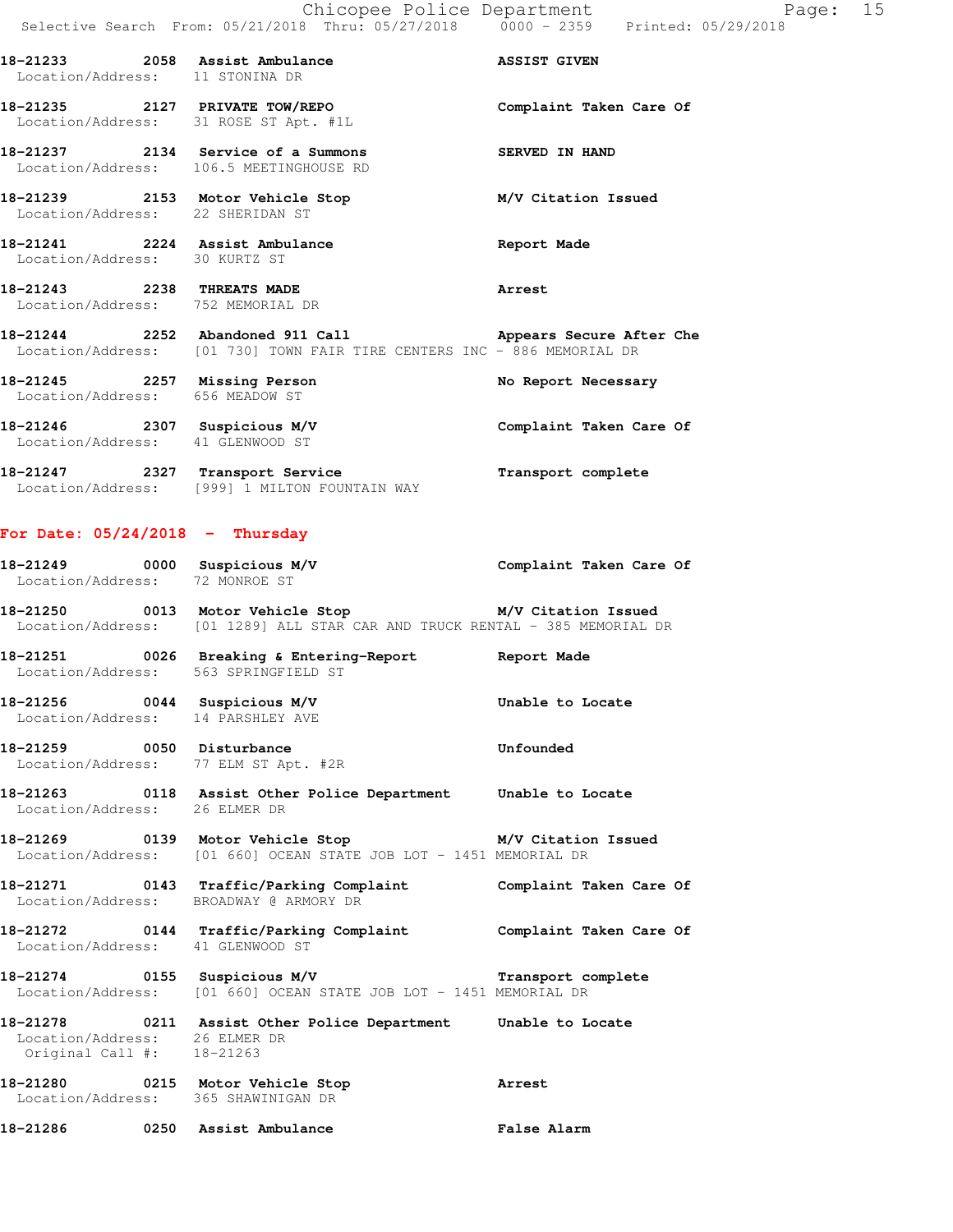18-21233 2058 Assist Ambulance ASSIST GIVEN
Location/Address: 11 STONINA DR

18-21235 2127 PRIVATE TOW/REPO Complaint Taken Care Of
Location/Address: 31 ROSE ST Apt. #1L

18-21237 2134 Service of a Summons SERVED IN HAND
Location/Address: 106.5 MEETINGHOUSE RD

18-21239 2153 Motor Vehicle Stop M/V Citation Issued
Location/Address: 22 SHERIDAN ST

18-21241 2224 Assist Ambulance Report Made
Location/Address: 30 KURTZ ST

18-21243 2238 THREATS MADE Arrest
Location/Address: 752 MEMORIAL DR

18-21244 2252 Abandoned 911 Call Appears Secure After Che
Location/Address: [01 730] TOWN FAIR TIRE CENTERS INC - 886 MEMORIAL DR

18-21245 2257 Missing Person No Report Necessary
Location/Address: 656 MEADOW ST

18-21246 2307 Suspicious M/V Complaint Taken Care Of
Location/Address: 41 GLENWOOD ST

18-21247 2327 Transport Service Transport complete
Location/Address: [999] 1 MILTON FOUNTAIN WAY

## For Date: 05/24/2018 - Thursday

18-21249 0000 Suspicious M/V Complaint Taken Care Of
Location/Address: 72 MONROE ST

18-21250 0013 Motor Vehicle Stop M/V Citation Issued
Location/Address: [01 1289] ALL STAR CAR AND TRUCK RENTAL - 385 MEMORIAL DR

18-21251 0026 Breaking & Entering-Report Report Made
Location/Address: 563 SPRINGFIELD ST

18-21256 0044 Suspicious M/V Unable to Locate
Location/Address: 14 PARSHLEY AVE

18-21259 0050 Disturbance Unfounded
Location/Address: 77 ELM ST Apt. #2R

18-21263 0118 Assist Other Police Department Unable to Locate
Location/Address: 26 ELMER DR

18-21269 0139 Motor Vehicle Stop M/V Citation Issued
Location/Address: [01 660] OCEAN STATE JOB LOT - 1451 MEMORIAL DR

18-21271 0143 Traffic/Parking Complaint Complaint Taken Care Of
Location/Address: BROADWAY @ ARMORY DR

18-21272 0144 Traffic/Parking Complaint Complaint Taken Care Of
Location/Address: 41 GLENWOOD ST

18-21274 0155 Suspicious M/V Transport complete
Location/Address: [01 660] OCEAN STATE JOB LOT - 1451 MEMORIAL DR

18-21278 0211 Assist Other Police Department Unable to Locate
Location/Address: 26 ELMER DR
Original Call #: 18-21263

18-21280 0215 Motor Vehicle Stop Arrest
Location/Address: 365 SHAWINIGAN DR

18-21286 0250 Assist Ambulance False Alarm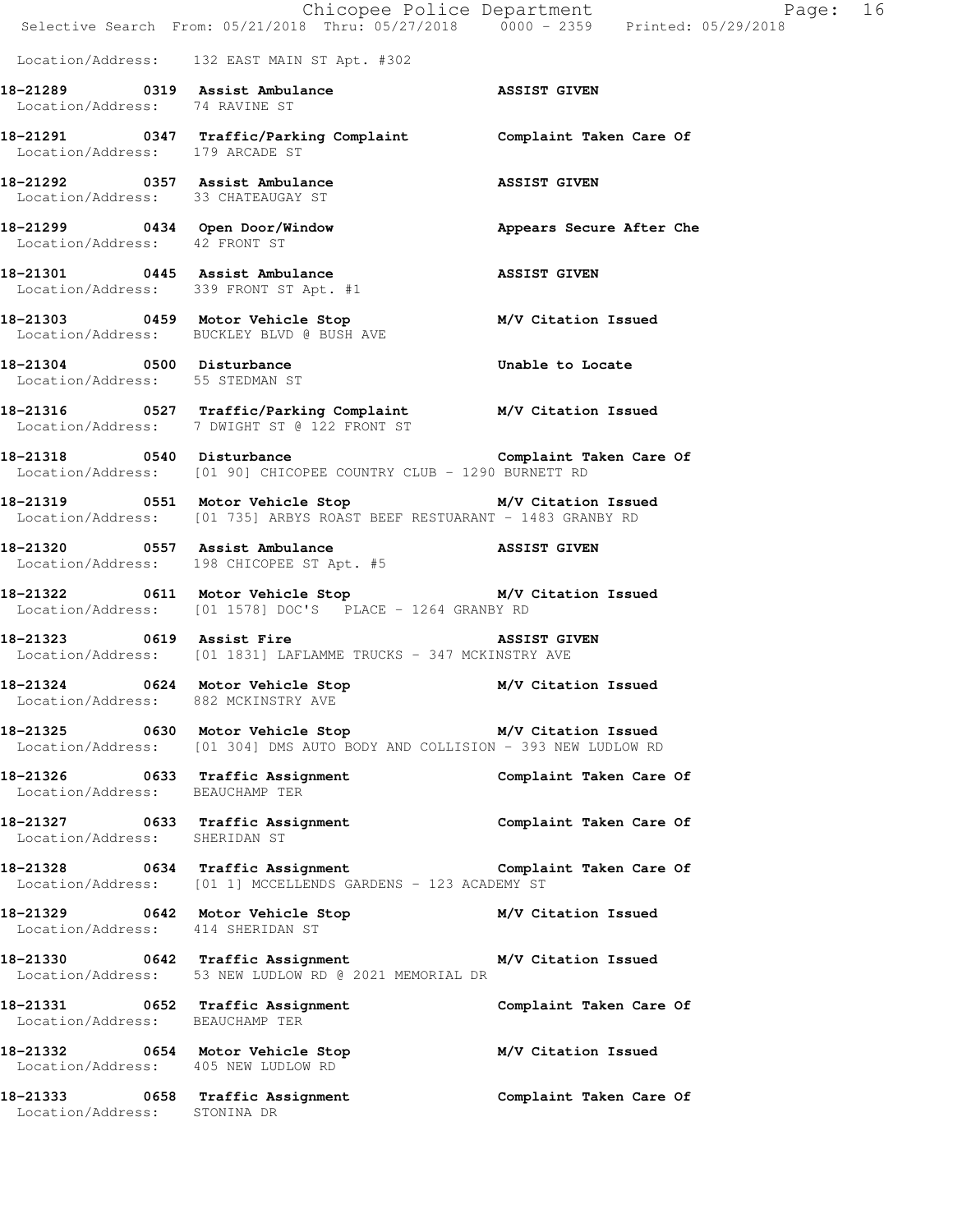Location/Address: 132 EAST MAIN ST Apt. #302

**18-21289 0319 Assist Ambulance** ASSIST GIVEN
Location/Address: 74 RAVINE ST

**18-21291 0347 Traffic/Parking Complaint** Complaint Taken Care Of
Location/Address: 179 ARCADE ST

**18-21292 0357 Assist Ambulance** ASSIST GIVEN
Location/Address: 33 CHATEAUGAY ST

**18-21299 0434 Open Door/Window** Appears Secure After Che
Location/Address: 42 FRONT ST

**18-21301 0445 Assist Ambulance** ASSIST GIVEN
Location/Address: 339 FRONT ST Apt. #1

**18-21303 0459 Motor Vehicle Stop** M/V Citation Issued
Location/Address: BUCKLEY BLVD @ BUSH AVE

**18-21304 0500 Disturbance** Unable to Locate
Location/Address: 55 STEDMAN ST

**18-21316 0527 Traffic/Parking Complaint** M/V Citation Issued
Location/Address: 7 DWIGHT ST @ 122 FRONT ST

**18-21318 0540 Disturbance** Complaint Taken Care Of
Location/Address: [01 90] CHICOPEE COUNTRY CLUB - 1290 BURNETT RD

**18-21319 0551 Motor Vehicle Stop** M/V Citation Issued
Location/Address: [01 735] ARBYS ROAST BEEF RESTUARANT - 1483 GRANBY RD

**18-21320 0557 Assist Ambulance** ASSIST GIVEN
Location/Address: 198 CHICOPEE ST Apt. #5

**18-21322 0611 Motor Vehicle Stop** M/V Citation Issued
Location/Address: [01 1578] DOC'S PLACE - 1264 GRANBY RD

**18-21323 0619 Assist Fire** ASSIST GIVEN
Location/Address: [01 1831] LAFLAMME TRUCKS - 347 MCKINSTRY AVE

**18-21324 0624 Motor Vehicle Stop** M/V Citation Issued
Location/Address: 882 MCKINSTRY AVE

**18-21325 0630 Motor Vehicle Stop** M/V Citation Issued
Location/Address: [01 304] DMS AUTO BODY AND COLLISION - 393 NEW LUDLOW RD

**18-21326 0633 Traffic Assignment** Complaint Taken Care Of
Location/Address: BEAUCHAMP TER

**18-21327 0633 Traffic Assignment** Complaint Taken Care Of
Location/Address: SHERIDAN ST

**18-21328 0634 Traffic Assignment** Complaint Taken Care Of
Location/Address: [01 1] MCCELLENDS GARDENS - 123 ACADEMY ST

**18-21329 0642 Motor Vehicle Stop** M/V Citation Issued
Location/Address: 414 SHERIDAN ST

**18-21330 0642 Traffic Assignment** M/V Citation Issued
Location/Address: 53 NEW LUDLOW RD @ 2021 MEMORIAL DR

**18-21331 0652 Traffic Assignment** Complaint Taken Care Of
Location/Address: BEAUCHAMP TER

**18-21332 0654 Motor Vehicle Stop** M/V Citation Issued
Location/Address: 405 NEW LUDLOW RD

**18-21333 0658 Traffic Assignment** Complaint Taken Care Of
Location/Address: STONINA DR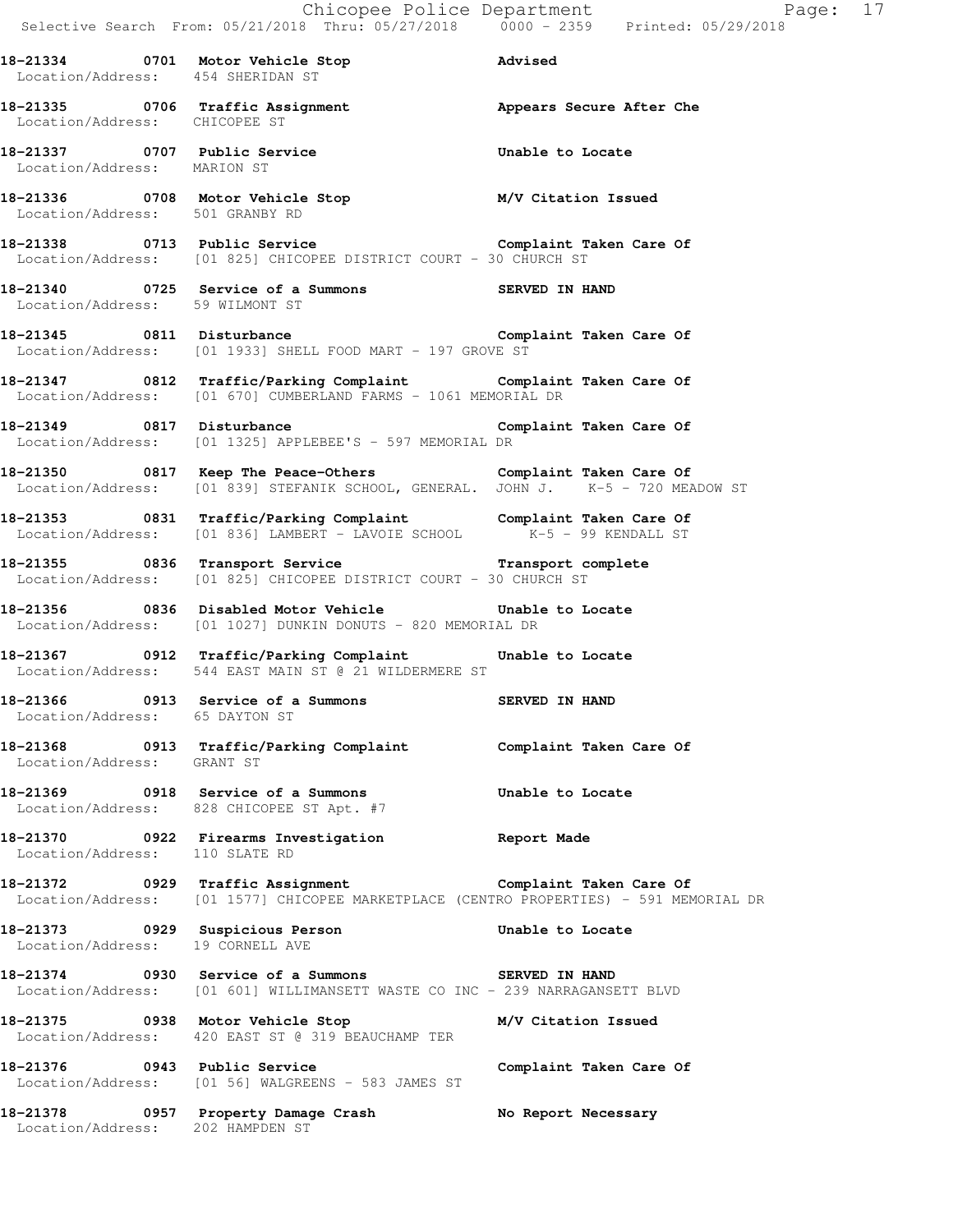**18-21334 0701 Motor Vehicle Stop** **Advised**
Location/Address: 454 SHERIDAN ST

**18-21335 0706 Traffic Assignment** **Appears Secure After Che**
Location/Address: CHICOPEE ST

**18-21337 0707 Public Service** **Unable to Locate**
Location/Address: MARION ST

**18-21336 0708 Motor Vehicle Stop** **M/V Citation Issued**
Location/Address: 501 GRANBY RD

**18-21338 0713 Public Service** **Complaint Taken Care Of**
Location/Address: [01 825] CHICOPEE DISTRICT COURT - 30 CHURCH ST

**18-21340 0725 Service of a Summons** **SERVED IN HAND**
Location/Address: 59 WILMONT ST

**18-21345 0811 Disturbance** **Complaint Taken Care Of**
Location/Address: [01 1933] SHELL FOOD MART - 197 GROVE ST

**18-21347 0812 Traffic/Parking Complaint** **Complaint Taken Care Of**
Location/Address: [01 670] CUMBERLAND FARMS - 1061 MEMORIAL DR

**18-21349 0817 Disturbance** **Complaint Taken Care Of**
Location/Address: [01 1325] APPLEBEE'S - 597 MEMORIAL DR

**18-21350 0817 Keep The Peace-Others** **Complaint Taken Care Of**
Location/Address: [01 839] STEFANIK SCHOOL, GENERAL. JOHN J. K-5 - 720 MEADOW ST

**18-21353 0831 Traffic/Parking Complaint** **Complaint Taken Care Of**
Location/Address: [01 836] LAMBERT - LAVOIE SCHOOL K-5 - 99 KENDALL ST

**18-21355 0836 Transport Service** **Transport complete**
Location/Address: [01 825] CHICOPEE DISTRICT COURT - 30 CHURCH ST

**18-21356 0836 Disabled Motor Vehicle** **Unable to Locate**
Location/Address: [01 1027] DUNKIN DONUTS - 820 MEMORIAL DR

**18-21367 0912 Traffic/Parking Complaint** **Unable to Locate**
Location/Address: 544 EAST MAIN ST @ 21 WILDERMERE ST

**18-21366 0913 Service of a Summons** **SERVED IN HAND**
Location/Address: 65 DAYTON ST

**18-21368 0913 Traffic/Parking Complaint** **Complaint Taken Care Of**
Location/Address: GRANT ST

**18-21369 0918 Service of a Summons** **Unable to Locate**
Location/Address: 828 CHICOPEE ST Apt. #7

**18-21370 0922 Firearms Investigation** **Report Made**
Location/Address: 110 SLATE RD

**18-21372 0929 Traffic Assignment** **Complaint Taken Care Of**
Location/Address: [01 1577] CHICOPEE MARKETPLACE (CENTRO PROPERTIES) - 591 MEMORIAL DR

**18-21373 0929 Suspicious Person** **Unable to Locate**
Location/Address: 19 CORNELL AVE

**18-21374 0930 Service of a Summons** **SERVED IN HAND**
Location/Address: [01 601] WILLIMANSETT WASTE CO INC - 239 NARRAGANSETT BLVD

**18-21375 0938 Motor Vehicle Stop** **M/V Citation Issued**
Location/Address: 420 EAST ST @ 319 BEAUCHAMP TER

**18-21376 0943 Public Service** **Complaint Taken Care Of**
Location/Address: [01 56] WALGREENS - 583 JAMES ST

**18-21378 0957 Property Damage Crash** **No Report Necessary**
Location/Address: 202 HAMPDEN ST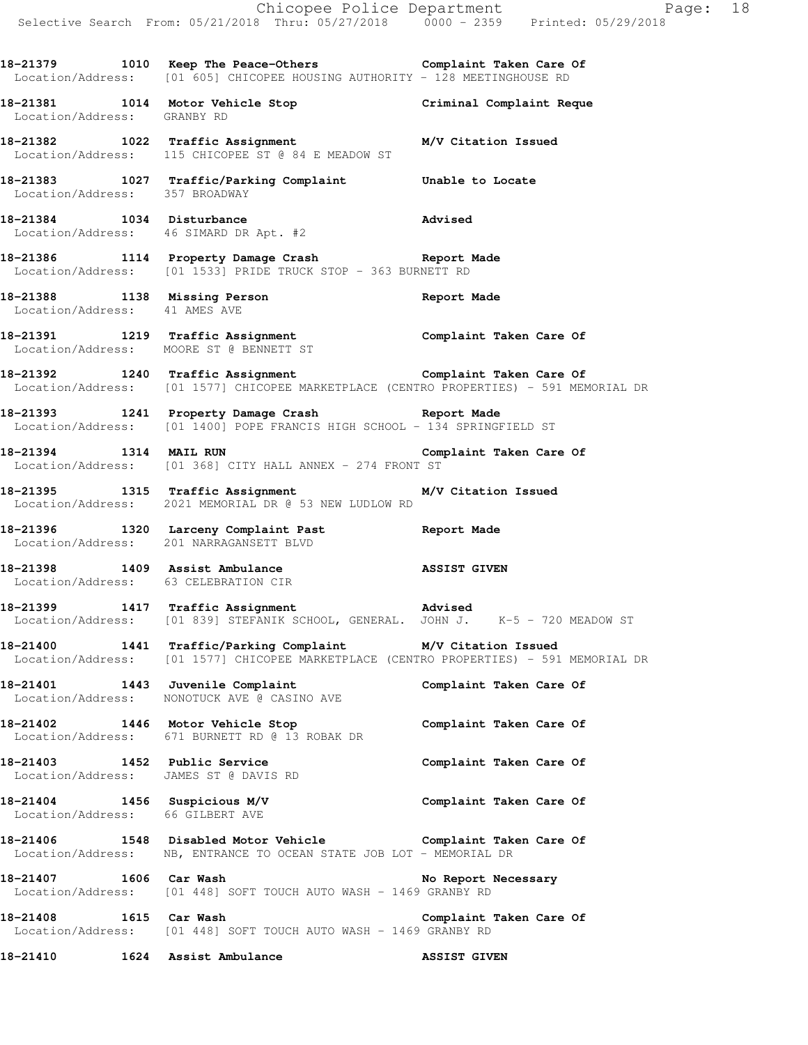18-21379 1010 Keep The Peace-Others Complaint Taken Care Of
Location/Address: [01 605] CHICOPEE HOUSING AUTHORITY - 128 MEETINGHOUSE RD

18-21381 1014 Motor Vehicle Stop Criminal Complaint Reque
Location/Address: GRANBY RD

18-21382 1022 Traffic Assignment M/V Citation Issued
Location/Address: 115 CHICOPEE ST @ 84 E MEADOW ST

18-21383 1027 Traffic/Parking Complaint Unable to Locate
Location/Address: 357 BROADWAY

18-21384 1034 Disturbance Advised
Location/Address: 46 SIMARD DR Apt. #2

18-21386 1114 Property Damage Crash Report Made
Location/Address: [01 1533] PRIDE TRUCK STOP - 363 BURNETT RD

18-21388 1138 Missing Person Report Made
Location/Address: 41 AMES AVE

18-21391 1219 Traffic Assignment Complaint Taken Care Of
Location/Address: MOORE ST @ BENNETT ST

18-21392 1240 Traffic Assignment Complaint Taken Care Of
Location/Address: [01 1577] CHICOPEE MARKETPLACE (CENTRO PROPERTIES) - 591 MEMORIAL DR

18-21393 1241 Property Damage Crash Report Made
Location/Address: [01 1400] POPE FRANCIS HIGH SCHOOL - 134 SPRINGFIELD ST

18-21394 1314 MAIL RUN Complaint Taken Care Of
Location/Address: [01 368] CITY HALL ANNEX - 274 FRONT ST

18-21395 1315 Traffic Assignment M/V Citation Issued
Location/Address: 2021 MEMORIAL DR @ 53 NEW LUDLOW RD

18-21396 1320 Larceny Complaint Past Report Made
Location/Address: 201 NARRAGANSETT BLVD

18-21398 1409 Assist Ambulance ASSIST GIVEN
Location/Address: 63 CELEBRATION CIR

18-21399 1417 Traffic Assignment Advised
Location/Address: [01 839] STEFANIK SCHOOL, GENERAL. JOHN J. K-5 - 720 MEADOW ST

18-21400 1441 Traffic/Parking Complaint M/V Citation Issued
Location/Address: [01 1577] CHICOPEE MARKETPLACE (CENTRO PROPERTIES) - 591 MEMORIAL DR

18-21401 1443 Juvenile Complaint Complaint Taken Care Of
Location/Address: NONOTUCK AVE @ CASINO AVE

18-21402 1446 Motor Vehicle Stop Complaint Taken Care Of
Location/Address: 671 BURNETT RD @ 13 ROBAK DR

18-21403 1452 Public Service Complaint Taken Care Of
Location/Address: JAMES ST @ DAVIS RD

18-21404 1456 Suspicious M/V Complaint Taken Care Of
Location/Address: 66 GILBERT AVE

18-21406 1548 Disabled Motor Vehicle Complaint Taken Care Of
Location/Address: NB, ENTRANCE TO OCEAN STATE JOB LOT - MEMORIAL DR

18-21407 1606 Car Wash No Report Necessary
Location/Address: [01 448] SOFT TOUCH AUTO WASH - 1469 GRANBY RD

18-21408 1615 Car Wash Complaint Taken Care Of
Location/Address: [01 448] SOFT TOUCH AUTO WASH - 1469 GRANBY RD

18-21410 1624 Assist Ambulance ASSIST GIVEN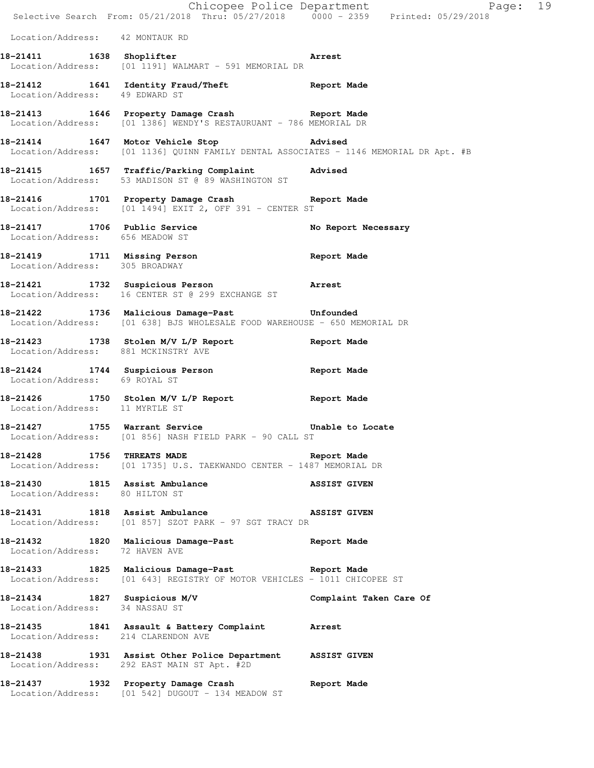Location/Address: 42 MONTAUK RD

**18-21411 1638 Shoplifter** **Arrest**
Location/Address: [01 1191] WALMART - 591 MEMORIAL DR

**18-21412 1641 Identity Fraud/Theft** **Report Made**
Location/Address: 49 EDWARD ST

**18-21413 1646 Property Damage Crash** **Report Made**
Location/Address: [01 1386] WENDY'S RESTAURUANT - 786 MEMORIAL DR

**18-21414 1647 Motor Vehicle Stop** **Advised**
Location/Address: [01 1136] QUINN FAMILY DENTAL ASSOCIATES - 1146 MEMORIAL DR Apt. #B

**18-21415 1657 Traffic/Parking Complaint** **Advised**
Location/Address: 53 MADISON ST @ 89 WASHINGTON ST

**18-21416 1701 Property Damage Crash** **Report Made**
Location/Address: [01 1494] EXIT 2, OFF 391 - CENTER ST

**18-21417 1706 Public Service** **No Report Necessary**
Location/Address: 656 MEADOW ST

**18-21419 1711 Missing Person** **Report Made**
Location/Address: 305 BROADWAY

**18-21421 1732 Suspicious Person** **Arrest**
Location/Address: 16 CENTER ST @ 299 EXCHANGE ST

**18-21422 1736 Malicious Damage-Past** **Unfounded**
Location/Address: [01 638] BJS WHOLESALE FOOD WAREHOUSE - 650 MEMORIAL DR

**18-21423 1738 Stolen M/V L/P Report** **Report Made**
Location/Address: 881 MCKINSTRY AVE

**18-21424 1744 Suspicious Person** **Report Made**
Location/Address: 69 ROYAL ST

**18-21426 1750 Stolen M/V L/P Report** **Report Made**
Location/Address: 11 MYRTLE ST

**18-21427 1755 Warrant Service** **Unable to Locate**
Location/Address: [01 856] NASH FIELD PARK - 90 CALL ST

**18-21428 1756 THREATS MADE** **Report Made**
Location/Address: [01 1735] U.S. TAEKWANDO CENTER - 1487 MEMORIAL DR

**18-21430 1815 Assist Ambulance** **ASSIST GIVEN**
Location/Address: 80 HILTON ST

**18-21431 1818 Assist Ambulance** **ASSIST GIVEN**
Location/Address: [01 857] SZOT PARK - 97 SGT TRACY DR

**18-21432 1820 Malicious Damage-Past** **Report Made**
Location/Address: 72 HAVEN AVE

**18-21433 1825 Malicious Damage-Past** **Report Made**
Location/Address: [01 643] REGISTRY OF MOTOR VEHICLES - 1011 CHICOPEE ST

**18-21434 1827 Suspicious M/V** **Complaint Taken Care Of**
Location/Address: 34 NASSAU ST

**18-21435 1841 Assault & Battery Complaint** **Arrest**
Location/Address: 214 CLARENDON AVE

**18-21438 1931 Assist Other Police Department** **ASSIST GIVEN**
Location/Address: 292 EAST MAIN ST Apt. #2D

**18-21437 1932 Property Damage Crash** **Report Made**
Location/Address: [01 542] DUGOUT - 134 MEADOW ST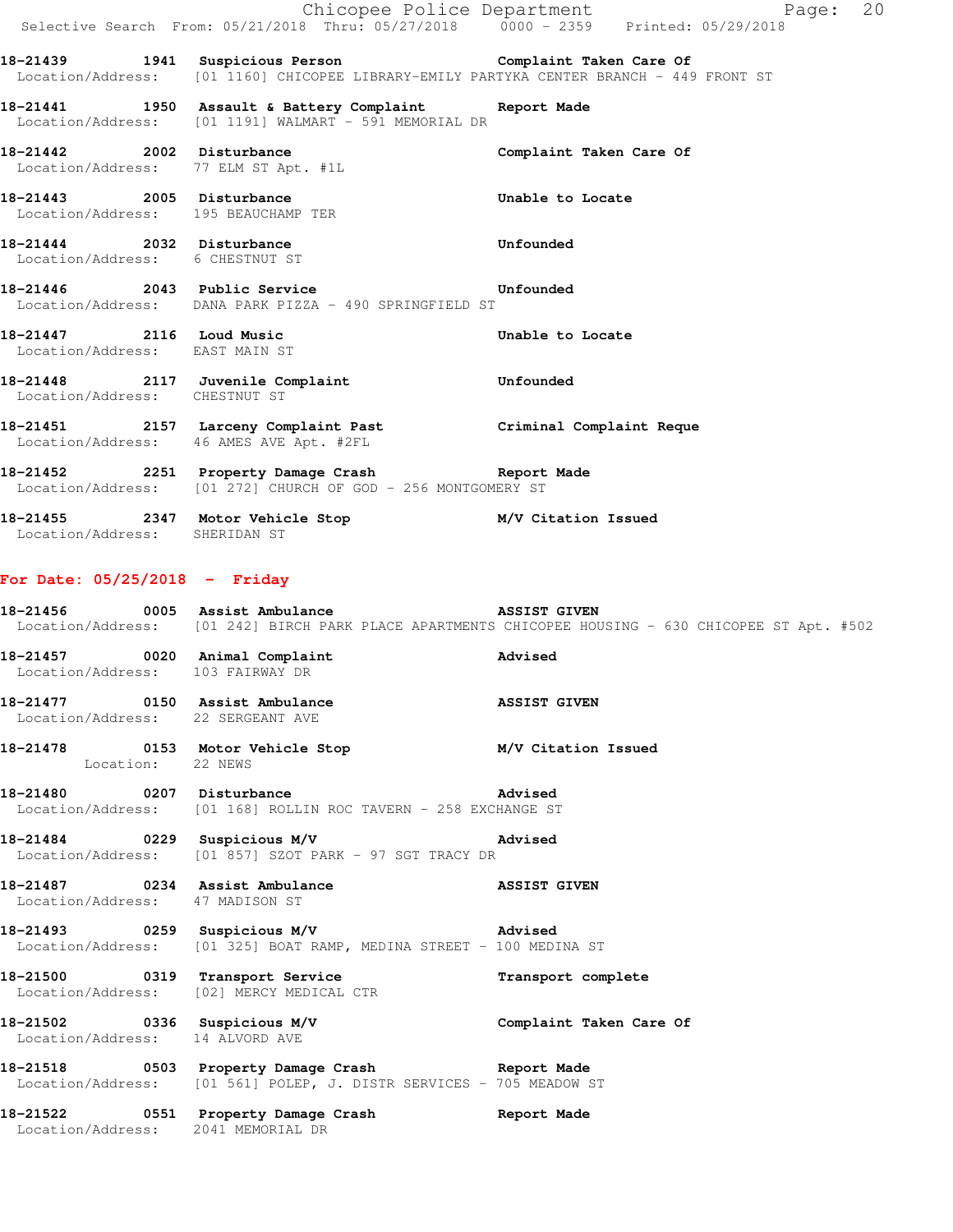18-21439 1941 **Suspicious Person** Complaint Taken Care Of
Location/Address: [01 1160] CHICOPEE LIBRARY-EMILY PARTYKA CENTER BRANCH - 449 FRONT ST

18-21441 1950 **Assault & Battery Complaint** Report Made
Location/Address: [01 1191] WALMART - 591 MEMORIAL DR

18-21442 2002 **Disturbance** Complaint Taken Care Of
Location/Address: 77 ELM ST Apt. #1L

18-21443 2005 **Disturbance** Unable to Locate
Location/Address: 195 BEAUCHAMP TER

18-21444 2032 **Disturbance** Unfounded
Location/Address: 6 CHESTNUT ST

18-21446 2043 **Public Service** Unfounded
Location/Address: DANA PARK PIZZA - 490 SPRINGFIELD ST

18-21447 2116 **Loud Music** Unable to Locate
Location/Address: EAST MAIN ST

18-21448 2117 **Juvenile Complaint** Unfounded
Location/Address: CHESTNUT ST

18-21451 2157 **Larceny Complaint Past** Criminal Complaint Reque
Location/Address: 46 AMES AVE Apt. #2FL

18-21452 2251 **Property Damage Crash** Report Made
Location/Address: [01 272] CHURCH OF GOD - 256 MONTGOMERY ST

18-21455 2347 **Motor Vehicle Stop** M/V Citation Issued
Location/Address: SHERIDAN ST

## For Date: 05/25/2018 - Friday

18-21456 0005 **Assist Ambulance** ASSIST GIVEN
Location/Address: [01 242] BIRCH PARK PLACE APARTMENTS CHICOPEE HOUSING - 630 CHICOPEE ST Apt. #502

18-21457 0020 **Animal Complaint** Advised
Location/Address: 103 FAIRWAY DR

18-21477 0150 **Assist Ambulance** ASSIST GIVEN
Location/Address: 22 SERGEANT AVE

18-21478 0153 **Motor Vehicle Stop** M/V Citation Issued
Location: 22 NEWS

18-21480 0207 **Disturbance** Advised
Location/Address: [01 168] ROLLIN ROC TAVERN - 258 EXCHANGE ST

18-21484 0229 **Suspicious M/V** Advised
Location/Address: [01 857] SZOT PARK - 97 SGT TRACY DR

18-21487 0234 **Assist Ambulance** ASSIST GIVEN
Location/Address: 47 MADISON ST

18-21493 0259 **Suspicious M/V** Advised
Location/Address: [01 325] BOAT RAMP, MEDINA STREET - 100 MEDINA ST

18-21500 0319 **Transport Service** Transport complete
Location/Address: [02] MERCY MEDICAL CTR

18-21502 0336 **Suspicious M/V** Complaint Taken Care Of
Location/Address: 14 ALVORD AVE

18-21518 0503 **Property Damage Crash** Report Made
Location/Address: [01 561] POLEP, J. DISTR SERVICES - 705 MEADOW ST

18-21522 0551 **Property Damage Crash** Report Made
Location/Address: 2041 MEMORIAL DR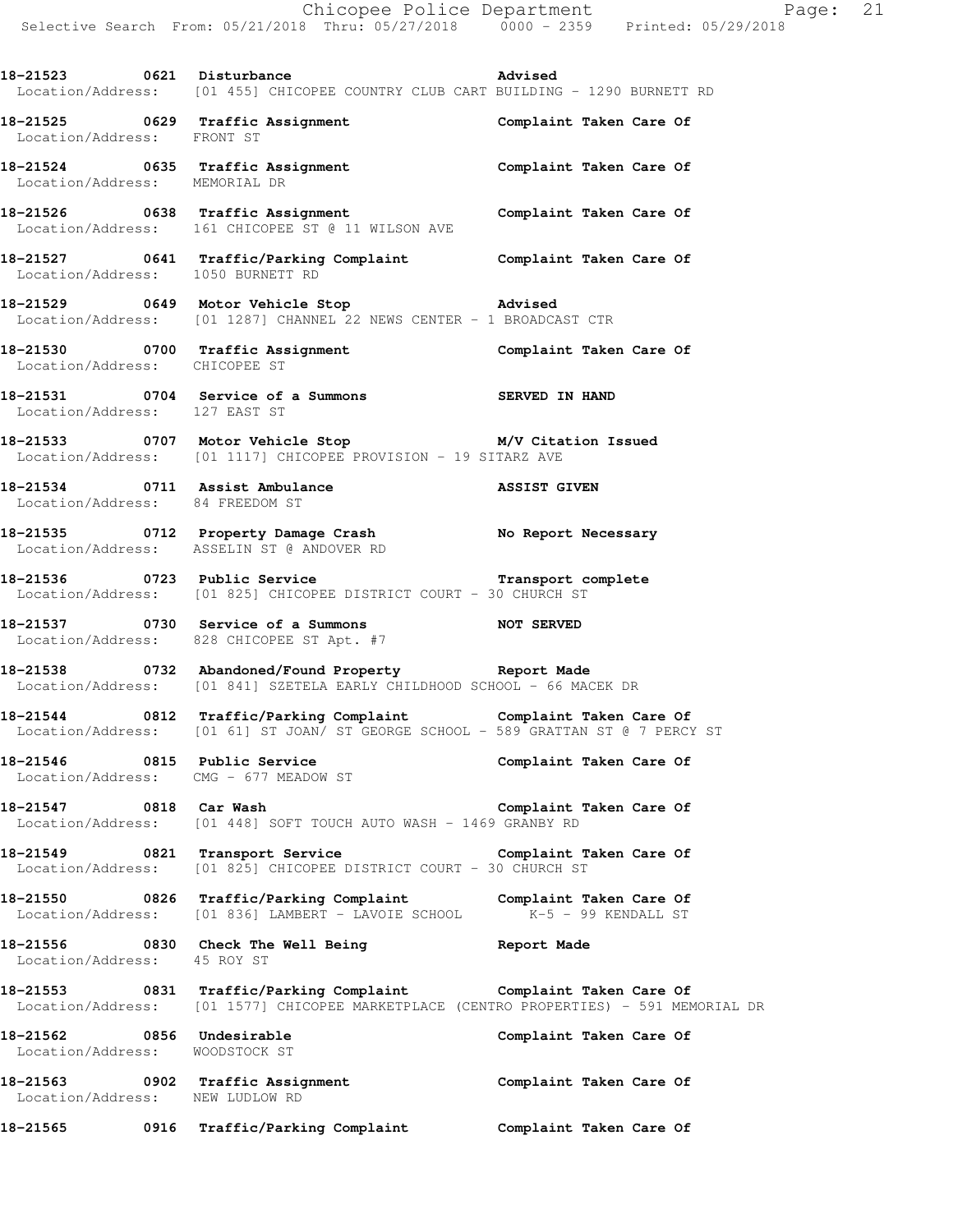**18-21523 0621 Disturbance** **Advised**
Location/Address: [01 455] CHICOPEE COUNTRY CLUB CART BUILDING - 1290 BURNETT RD

**18-21525 0629 Traffic Assignment** **Complaint Taken Care Of**
Location/Address: FRONT ST

**18-21524 0635 Traffic Assignment** **Complaint Taken Care Of**
Location/Address: MEMORIAL DR

**18-21526 0638 Traffic Assignment** **Complaint Taken Care Of**
Location/Address: 161 CHICOPEE ST @ 11 WILSON AVE

**18-21527 0641 Traffic/Parking Complaint** **Complaint Taken Care Of**
Location/Address: 1050 BURNETT RD

**18-21529 0649 Motor Vehicle Stop** **Advised**
Location/Address: [01 1287] CHANNEL 22 NEWS CENTER - 1 BROADCAST CTR

**18-21530 0700 Traffic Assignment** **Complaint Taken Care Of**
Location/Address: CHICOPEE ST

**18-21531 0704 Service of a Summons** **SERVED IN HAND**
Location/Address: 127 EAST ST

**18-21533 0707 Motor Vehicle Stop** **M/V Citation Issued**
Location/Address: [01 1117] CHICOPEE PROVISION - 19 SITARZ AVE

**18-21534 0711 Assist Ambulance** **ASSIST GIVEN**
Location/Address: 84 FREEDOM ST

**18-21535 0712 Property Damage Crash** **No Report Necessary**
Location/Address: ASSELIN ST @ ANDOVER RD

**18-21536 0723 Public Service** **Transport complete**
Location/Address: [01 825] CHICOPEE DISTRICT COURT - 30 CHURCH ST

**18-21537 0730 Service of a Summons** **NOT SERVED**
Location/Address: 828 CHICOPEE ST Apt. #7

**18-21538 0732 Abandoned/Found Property** **Report Made**
Location/Address: [01 841] SZETELA EARLY CHILDHOOD SCHOOL - 66 MACEK DR

**18-21544 0812 Traffic/Parking Complaint** **Complaint Taken Care Of**
Location/Address: [01 61] ST JOAN/ ST GEORGE SCHOOL - 589 GRATTAN ST @ 7 PERCY ST

**18-21546 0815 Public Service** **Complaint Taken Care Of**
Location/Address: CMG - 677 MEADOW ST

**18-21547 0818 Car Wash** **Complaint Taken Care Of**
Location/Address: [01 448] SOFT TOUCH AUTO WASH - 1469 GRANBY RD

**18-21549 0821 Transport Service** **Complaint Taken Care Of**
Location/Address: [01 825] CHICOPEE DISTRICT COURT - 30 CHURCH ST

**18-21550 0826 Traffic/Parking Complaint** **Complaint Taken Care Of**
Location/Address: [01 836] LAMBERT - LAVOIE SCHOOL K-5 - 99 KENDALL ST

**18-21556 0830 Check The Well Being** **Report Made**
Location/Address: 45 ROY ST

**18-21553 0831 Traffic/Parking Complaint** **Complaint Taken Care Of**
Location/Address: [01 1577] CHICOPEE MARKETPLACE (CENTRO PROPERTIES) - 591 MEMORIAL DR

**18-21562 0856 Undesirable** **Complaint Taken Care Of**
Location/Address: WOODSTOCK ST

**18-21563 0902 Traffic Assignment** **Complaint Taken Care Of**
Location/Address: NEW LUDLOW RD

**18-21565 0916 Traffic/Parking Complaint** **Complaint Taken Care Of**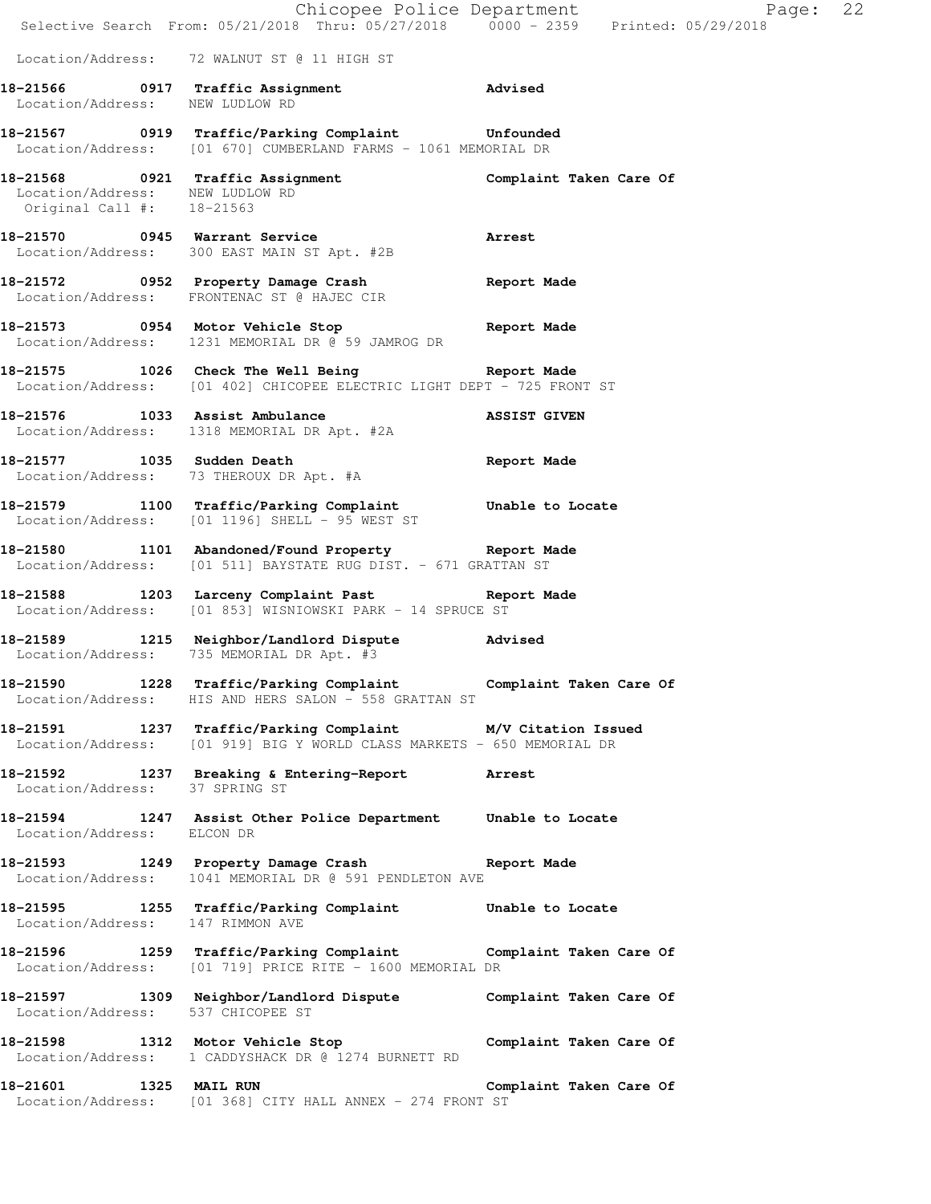Location/Address: 72 WALNUT ST @ 11 HIGH ST

**18-21566 0917 Traffic Assignment** **Advised**
Location/Address: NEW LUDLOW RD

**18-21567 0919 Traffic/Parking Complaint** **Unfounded**
Location/Address: [01 670] CUMBERLAND FARMS - 1061 MEMORIAL DR

**18-21568 0921 Traffic Assignment** **Complaint Taken Care Of**
Location/Address: NEW LUDLOW RD
Original Call #: 18-21563

**18-21570 0945 Warrant Service** **Arrest**
Location/Address: 300 EAST MAIN ST Apt. #2B

**18-21572 0952 Property Damage Crash** **Report Made**
Location/Address: FRONTENAC ST @ HAJEC CIR

**18-21573 0954 Motor Vehicle Stop** **Report Made**
Location/Address: 1231 MEMORIAL DR @ 59 JAMROG DR

**18-21575 1026 Check The Well Being** **Report Made**
Location/Address: [01 402] CHICOPEE ELECTRIC LIGHT DEPT - 725 FRONT ST

**18-21576 1033 Assist Ambulance** **ASSIST GIVEN**
Location/Address: 1318 MEMORIAL DR Apt. #2A

**18-21577 1035 Sudden Death** **Report Made**
Location/Address: 73 THEROUX DR Apt. #A

**18-21579 1100 Traffic/Parking Complaint** **Unable to Locate**
Location/Address: [01 1196] SHELL - 95 WEST ST

**18-21580 1101 Abandoned/Found Property** **Report Made**
Location/Address: [01 511] BAYSTATE RUG DIST. - 671 GRATTAN ST

**18-21588 1203 Larceny Complaint Past** **Report Made**
Location/Address: [01 853] WISNIOWSKI PARK - 14 SPRUCE ST

**18-21589 1215 Neighbor/Landlord Dispute** **Advised**
Location/Address: 735 MEMORIAL DR Apt. #3

**18-21590 1228 Traffic/Parking Complaint** **Complaint Taken Care Of**
Location/Address: HIS AND HERS SALON - 558 GRATTAN ST

**18-21591 1237 Traffic/Parking Complaint** **M/V Citation Issued**
Location/Address: [01 919] BIG Y WORLD CLASS MARKETS - 650 MEMORIAL DR

**18-21592 1237 Breaking & Entering-Report** **Arrest**
Location/Address: 37 SPRING ST

**18-21594 1247 Assist Other Police Department** **Unable to Locate**
Location/Address: ELCON DR

**18-21593 1249 Property Damage Crash** **Report Made**
Location/Address: 1041 MEMORIAL DR @ 591 PENDLETON AVE

**18-21595 1255 Traffic/Parking Complaint** **Unable to Locate**
Location/Address: 147 RIMMON AVE

**18-21596 1259 Traffic/Parking Complaint** **Complaint Taken Care Of**
Location/Address: [01 719] PRICE RITE - 1600 MEMORIAL DR

**18-21597 1309 Neighbor/Landlord Dispute** **Complaint Taken Care Of**
Location/Address: 537 CHICOPEE ST

**18-21598 1312 Motor Vehicle Stop** **Complaint Taken Care Of**
Location/Address: 1 CADDYSHACK DR @ 1274 BURNETT RD

**18-21601 1325 MAIL RUN** **Complaint Taken Care Of**
Location/Address: [01 368] CITY HALL ANNEX - 274 FRONT ST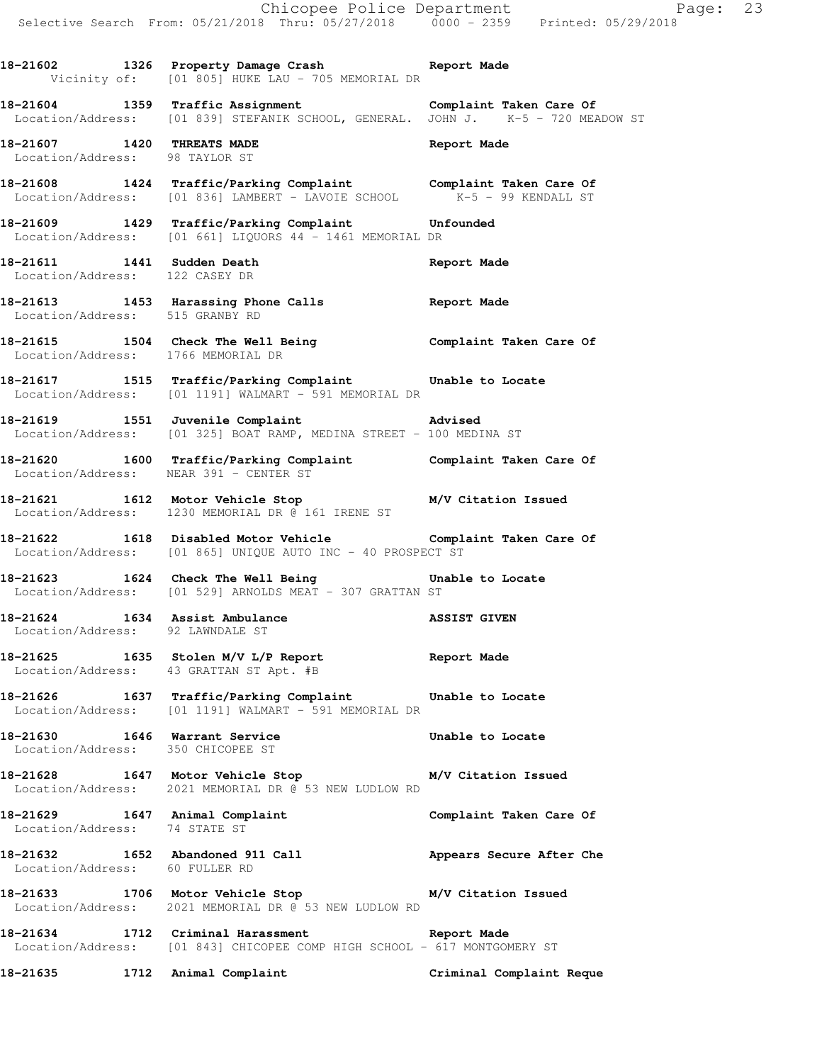**18-21602 1326 Property Damage Crash — Report Made**
Vicinity of: [01 805] HUKE LAU - 705 MEMORIAL DR

**18-21604 1359 Traffic Assignment — Complaint Taken Care Of**
Location/Address: [01 839] STEFANIK SCHOOL, GENERAL. JOHN J. K-5 - 720 MEADOW ST

**18-21607 1420 THREATS MADE — Report Made**
Location/Address: 98 TAYLOR ST

**18-21608 1424 Traffic/Parking Complaint — Complaint Taken Care Of**
Location/Address: [01 836] LAMBERT - LAVOIE SCHOOL K-5 - 99 KENDALL ST

**18-21609 1429 Traffic/Parking Complaint — Unfounded**
Location/Address: [01 661] LIQUORS 44 - 1461 MEMORIAL DR

**18-21611 1441 Sudden Death — Report Made**
Location/Address: 122 CASEY DR

**18-21613 1453 Harassing Phone Calls — Report Made**
Location/Address: 515 GRANBY RD

**18-21615 1504 Check The Well Being — Complaint Taken Care Of**
Location/Address: 1766 MEMORIAL DR

**18-21617 1515 Traffic/Parking Complaint — Unable to Locate**
Location/Address: [01 1191] WALMART - 591 MEMORIAL DR

**18-21619 1551 Juvenile Complaint — Advised**
Location/Address: [01 325] BOAT RAMP, MEDINA STREET - 100 MEDINA ST

**18-21620 1600 Traffic/Parking Complaint — Complaint Taken Care Of**
Location/Address: NEAR 391 - CENTER ST

**18-21621 1612 Motor Vehicle Stop — M/V Citation Issued**
Location/Address: 1230 MEMORIAL DR @ 161 IRENE ST

**18-21622 1618 Disabled Motor Vehicle — Complaint Taken Care Of**
Location/Address: [01 865] UNIQUE AUTO INC - 40 PROSPECT ST

**18-21623 1624 Check The Well Being — Unable to Locate**
Location/Address: [01 529] ARNOLDS MEAT - 307 GRATTAN ST

**18-21624 1634 Assist Ambulance — ASSIST GIVEN**
Location/Address: 92 LAWNDALE ST

**18-21625 1635 Stolen M/V L/P Report — Report Made**
Location/Address: 43 GRATTAN ST Apt. #B

**18-21626 1637 Traffic/Parking Complaint — Unable to Locate**
Location/Address: [01 1191] WALMART - 591 MEMORIAL DR

**18-21630 1646 Warrant Service — Unable to Locate**
Location/Address: 350 CHICOPEE ST

**18-21628 1647 Motor Vehicle Stop — M/V Citation Issued**
Location/Address: 2021 MEMORIAL DR @ 53 NEW LUDLOW RD

**18-21629 1647 Animal Complaint — Complaint Taken Care Of**
Location/Address: 74 STATE ST

**18-21632 1652 Abandoned 911 Call — Appears Secure After Che**
Location/Address: 60 FULLER RD

**18-21633 1706 Motor Vehicle Stop — M/V Citation Issued**
Location/Address: 2021 MEMORIAL DR @ 53 NEW LUDLOW RD

**18-21634 1712 Criminal Harassment — Report Made**
Location/Address: [01 843] CHICOPEE COMP HIGH SCHOOL - 617 MONTGOMERY ST

**18-21635 1712 Animal Complaint — Criminal Complaint Reque**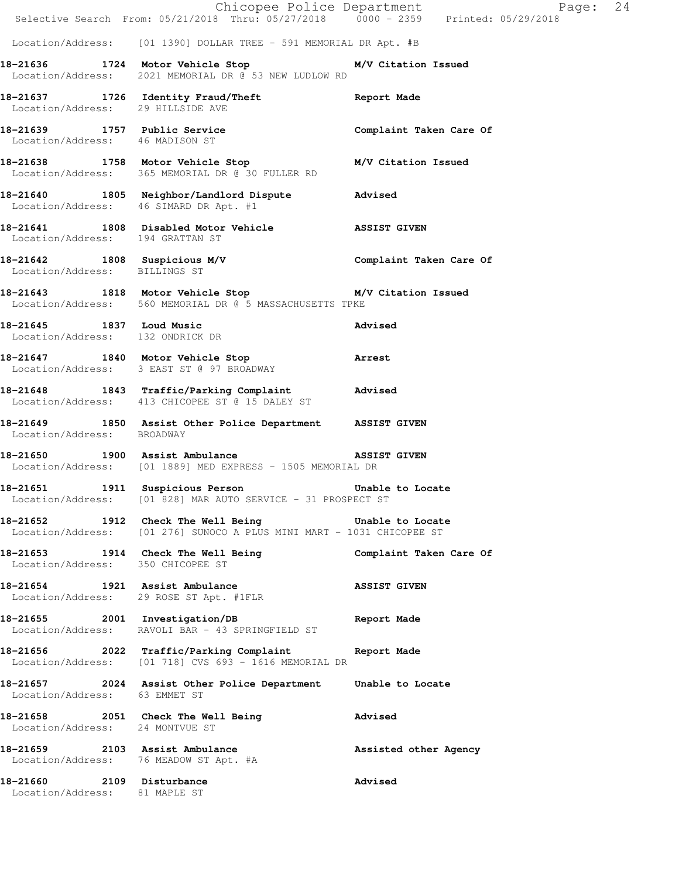Location/Address: [01 1390] DOLLAR TREE - 591 MEMORIAL DR Apt. #B

**18-21636 1724 Motor Vehicle Stop M/V Citation Issued**
Location/Address: 2021 MEMORIAL DR @ 53 NEW LUDLOW RD

**18-21637 1726 Identity Fraud/Theft Report Made**
Location/Address: 29 HILLSIDE AVE

**18-21639 1757 Public Service Complaint Taken Care Of**
Location/Address: 46 MADISON ST

**18-21638 1758 Motor Vehicle Stop M/V Citation Issued**
Location/Address: 365 MEMORIAL DR @ 30 FULLER RD

**18-21640 1805 Neighbor/Landlord Dispute Advised**
Location/Address: 46 SIMARD DR Apt. #1

**18-21641 1808 Disabled Motor Vehicle ASSIST GIVEN**
Location/Address: 194 GRATTAN ST

**18-21642 1808 Suspicious M/V Complaint Taken Care Of**
Location/Address: BILLINGS ST

**18-21643 1818 Motor Vehicle Stop M/V Citation Issued**
Location/Address: 560 MEMORIAL DR @ 5 MASSACHUSETTS TPKE

**18-21645 1837 Loud Music Advised**
Location/Address: 132 ONDRICK DR

**18-21647 1840 Motor Vehicle Stop Arrest**
Location/Address: 3 EAST ST @ 97 BROADWAY

**18-21648 1843 Traffic/Parking Complaint Advised**
Location/Address: 413 CHICOPEE ST @ 15 DALEY ST

**18-21649 1850 Assist Other Police Department ASSIST GIVEN**
Location/Address: BROADWAY

**18-21650 1900 Assist Ambulance ASSIST GIVEN**
Location/Address: [01 1889] MED EXPRESS - 1505 MEMORIAL DR

**18-21651 1911 Suspicious Person Unable to Locate**
Location/Address: [01 828] MAR AUTO SERVICE - 31 PROSPECT ST

**18-21652 1912 Check The Well Being Unable to Locate**
Location/Address: [01 276] SUNOCO A PLUS MINI MART - 1031 CHICOPEE ST

**18-21653 1914 Check The Well Being Complaint Taken Care Of**
Location/Address: 350 CHICOPEE ST

**18-21654 1921 Assist Ambulance ASSIST GIVEN**
Location/Address: 29 ROSE ST Apt. #1FLR

**18-21655 2001 Investigation/DB Report Made**
Location/Address: RAVOLI BAR - 43 SPRINGFIELD ST

**18-21656 2022 Traffic/Parking Complaint Report Made**
Location/Address: [01 718] CVS 693 - 1616 MEMORIAL DR

**18-21657 2024 Assist Other Police Department Unable to Locate**
Location/Address: 63 EMMET ST

**18-21658 2051 Check The Well Being Advised**
Location/Address: 24 MONTVUE ST

**18-21659 2103 Assist Ambulance Assisted other Agency**
Location/Address: 76 MEADOW ST Apt. #A

**18-21660 2109 Disturbance Advised**
Location/Address: 81 MAPLE ST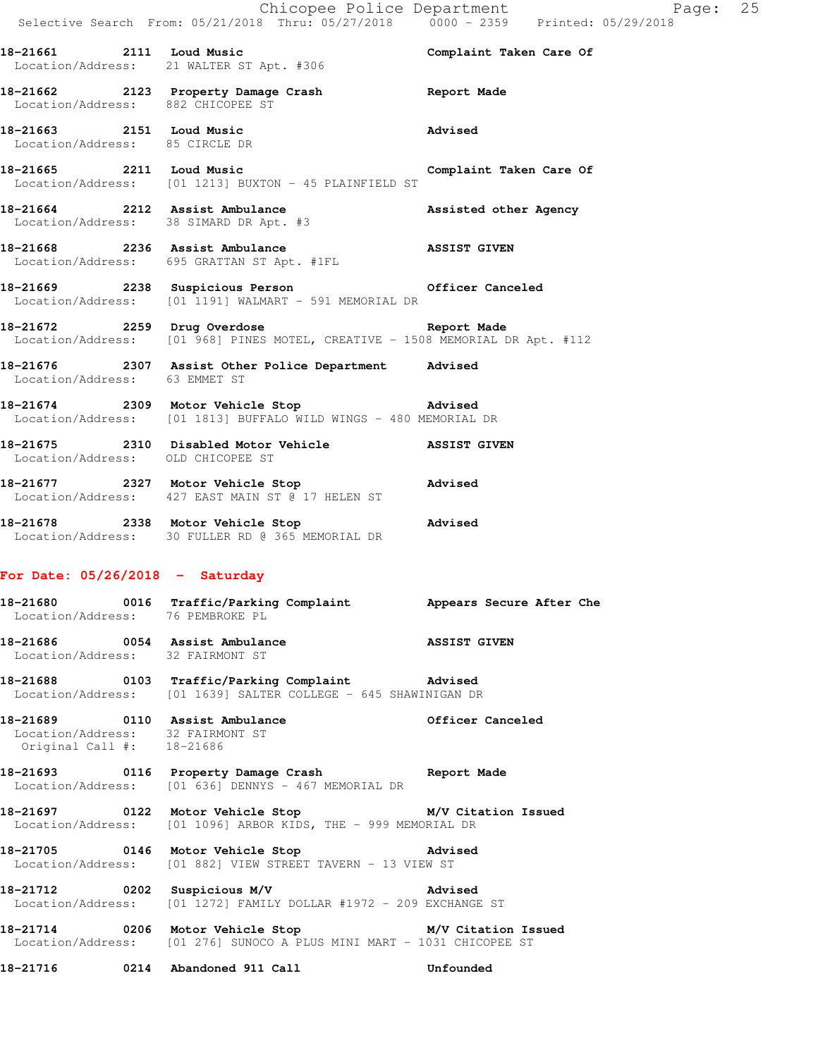**18-21661 2111 Loud Music** — **Complaint Taken Care Of**
Location/Address: 21 WALTER ST Apt. #306

**18-21662 2123 Property Damage Crash** — **Report Made**
Location/Address: 882 CHICOPEE ST

**18-21663 2151 Loud Music** — **Advised**
Location/Address: 85 CIRCLE DR

**18-21665 2211 Loud Music** — **Complaint Taken Care Of**
Location/Address: [01 1213] BUXTON - 45 PLAINFIELD ST

**18-21664 2212 Assist Ambulance** — **Assisted other Agency**
Location/Address: 38 SIMARD DR Apt. #3

**18-21668 2236 Assist Ambulance** — **ASSIST GIVEN**
Location/Address: 695 GRATTAN ST Apt. #1FL

**18-21669 2238 Suspicious Person** — **Officer Canceled**
Location/Address: [01 1191] WALMART - 591 MEMORIAL DR

**18-21672 2259 Drug Overdose** — **Report Made**
Location/Address: [01 968] PINES MOTEL, CREATIVE - 1508 MEMORIAL DR Apt. #112

**18-21676 2307 Assist Other Police Department** — **Advised**
Location/Address: 63 EMMET ST

**18-21674 2309 Motor Vehicle Stop** — **Advised**
Location/Address: [01 1813] BUFFALO WILD WINGS - 480 MEMORIAL DR

**18-21675 2310 Disabled Motor Vehicle** — **ASSIST GIVEN**
Location/Address: OLD CHICOPEE ST

**18-21677 2327 Motor Vehicle Stop** — **Advised**
Location/Address: 427 EAST MAIN ST @ 17 HELEN ST

**18-21678 2338 Motor Vehicle Stop** — **Advised**
Location/Address: 30 FULLER RD @ 365 MEMORIAL DR

## For Date: 05/26/2018 - Saturday

**18-21680 0016 Traffic/Parking Complaint** — **Appears Secure After Che**
Location/Address: 76 PEMBROKE PL

**18-21686 0054 Assist Ambulance** — **ASSIST GIVEN**
Location/Address: 32 FAIRMONT ST

**18-21688 0103 Traffic/Parking Complaint** — **Advised**
Location/Address: [01 1639] SALTER COLLEGE - 645 SHAWINIGAN DR

**18-21689 0110 Assist Ambulance** — **Officer Canceled**
Location/Address: 32 FAIRMONT ST
Original Call #: 18-21686

**18-21693 0116 Property Damage Crash** — **Report Made**
Location/Address: [01 636] DENNYS - 467 MEMORIAL DR

**18-21697 0122 Motor Vehicle Stop** — **M/V Citation Issued**
Location/Address: [01 1096] ARBOR KIDS, THE - 999 MEMORIAL DR

**18-21705 0146 Motor Vehicle Stop** — **Advised**
Location/Address: [01 882] VIEW STREET TAVERN - 13 VIEW ST

**18-21712 0202 Suspicious M/V** — **Advised**
Location/Address: [01 1272] FAMILY DOLLAR #1972 - 209 EXCHANGE ST

**18-21714 0206 Motor Vehicle Stop** — **M/V Citation Issued**
Location/Address: [01 276] SUNOCO A PLUS MINI MART - 1031 CHICOPEE ST

**18-21716 0214 Abandoned 911 Call** — **Unfounded**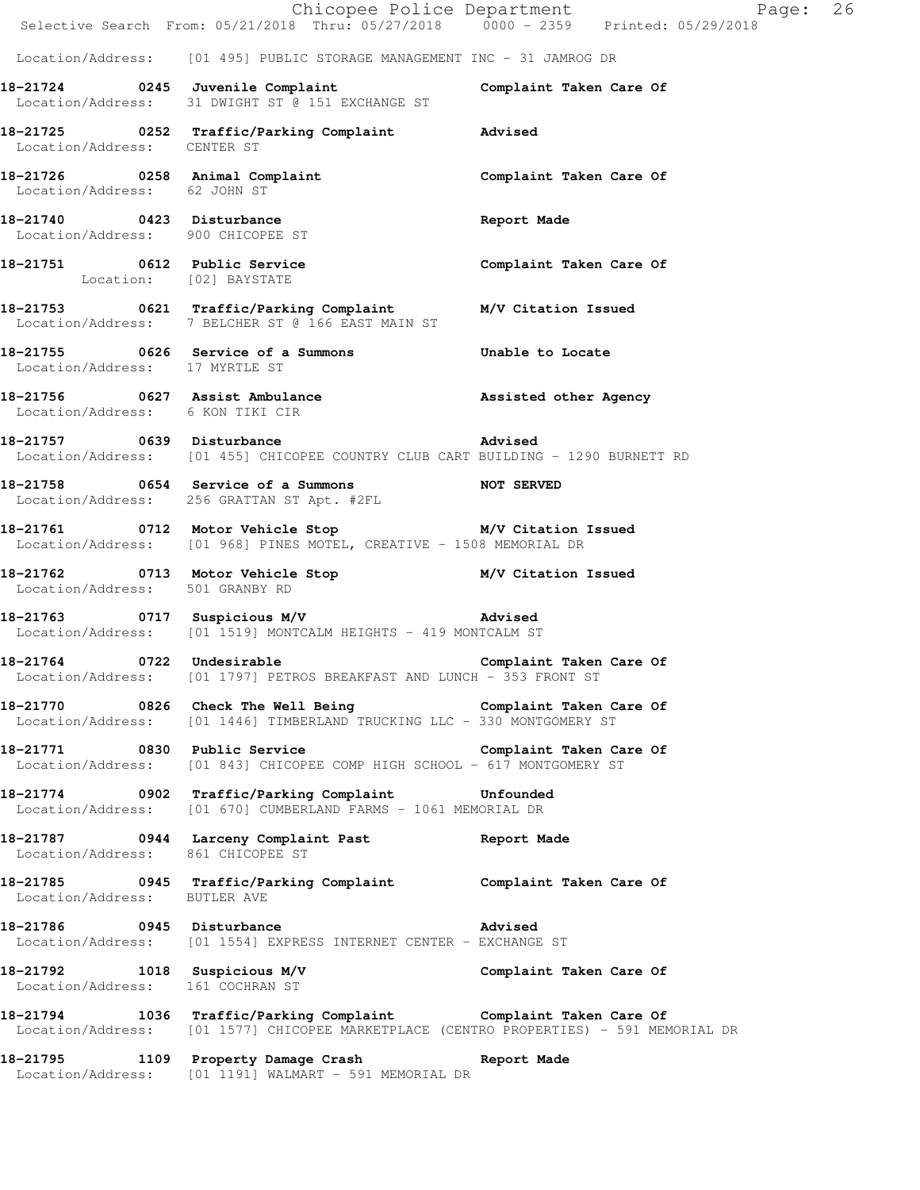Location/Address: [01 495] PUBLIC STORAGE MANAGEMENT INC - 31 JAMROG DR

**18-21724 0245 Juvenile Complaint** — **Complaint Taken Care Of**
Location/Address: 31 DWIGHT ST @ 151 EXCHANGE ST

**18-21725 0252 Traffic/Parking Complaint** — **Advised**
Location/Address: CENTER ST

**18-21726 0258 Animal Complaint** — **Complaint Taken Care Of**
Location/Address: 62 JOHN ST

**18-21740 0423 Disturbance** — **Report Made**
Location/Address: 900 CHICOPEE ST

**18-21751 0612 Public Service** — **Complaint Taken Care Of**
Location: [02] BAYSTATE

**18-21753 0621 Traffic/Parking Complaint** — **M/V Citation Issued**
Location/Address: 7 BELCHER ST @ 166 EAST MAIN ST

**18-21755 0626 Service of a Summons** — **Unable to Locate**
Location/Address: 17 MYRTLE ST

**18-21756 0627 Assist Ambulance** — **Assisted other Agency**
Location/Address: 6 KON TIKI CIR

**18-21757 0639 Disturbance** — **Advised**
Location/Address: [01 455] CHICOPEE COUNTRY CLUB CART BUILDING - 1290 BURNETT RD

**18-21758 0654 Service of a Summons** — **NOT SERVED**
Location/Address: 256 GRATTAN ST Apt. #2FL

**18-21761 0712 Motor Vehicle Stop** — **M/V Citation Issued**
Location/Address: [01 968] PINES MOTEL, CREATIVE - 1508 MEMORIAL DR

**18-21762 0713 Motor Vehicle Stop** — **M/V Citation Issued**
Location/Address: 501 GRANBY RD

**18-21763 0717 Suspicious M/V** — **Advised**
Location/Address: [01 1519] MONTCALM HEIGHTS - 419 MONTCALM ST

**18-21764 0722 Undesirable** — **Complaint Taken Care Of**
Location/Address: [01 1797] PETROS BREAKFAST AND LUNCH - 353 FRONT ST

**18-21770 0826 Check The Well Being** — **Complaint Taken Care Of**
Location/Address: [01 1446] TIMBERLAND TRUCKING LLC - 330 MONTGOMERY ST

**18-21771 0830 Public Service** — **Complaint Taken Care Of**
Location/Address: [01 843] CHICOPEE COMP HIGH SCHOOL - 617 MONTGOMERY ST

**18-21774 0902 Traffic/Parking Complaint** — **Unfounded**
Location/Address: [01 670] CUMBERLAND FARMS - 1061 MEMORIAL DR

**18-21787 0944 Larceny Complaint Past** — **Report Made**
Location/Address: 861 CHICOPEE ST

**18-21785 0945 Traffic/Parking Complaint** — **Complaint Taken Care Of**
Location/Address: BUTLER AVE

**18-21786 0945 Disturbance** — **Advised**
Location/Address: [01 1554] EXPRESS INTERNET CENTER - EXCHANGE ST

**18-21792 1018 Suspicious M/V** — **Complaint Taken Care Of**
Location/Address: 161 COCHRAN ST

**18-21794 1036 Traffic/Parking Complaint** — **Complaint Taken Care Of**
Location/Address: [01 1577] CHICOPEE MARKETPLACE (CENTRO PROPERTIES) - 591 MEMORIAL DR

**18-21795 1109 Property Damage Crash** — **Report Made**
Location/Address: [01 1191] WALMART - 591 MEMORIAL DR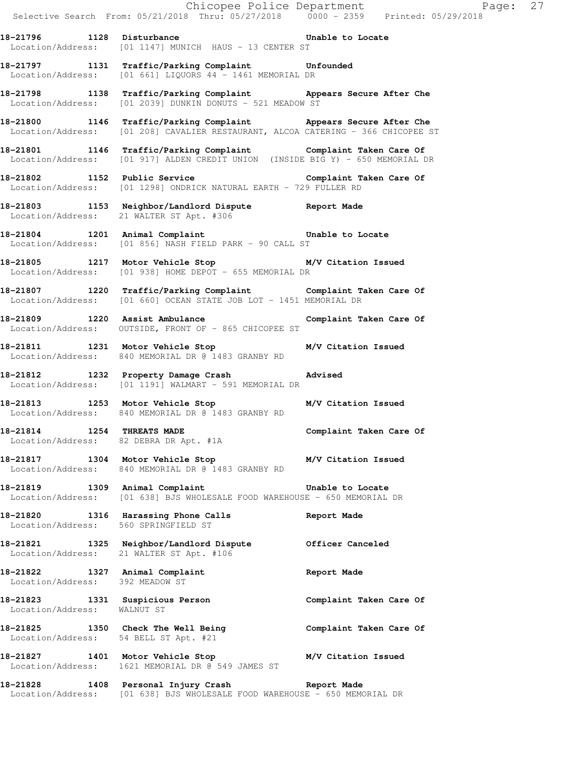**18-21796 1128 Disturbance** Unable to Locate
Location/Address: [01 1147] MUNICH HAUS - 13 CENTER ST

**18-21797 1131 Traffic/Parking Complaint** Unfounded
Location/Address: [01 661] LIQUORS 44 - 1461 MEMORIAL DR

**18-21798 1138 Traffic/Parking Complaint** Appears Secure After Che
Location/Address: [01 2039] DUNKIN DONUTS - 521 MEADOW ST

**18-21800 1146 Traffic/Parking Complaint** Appears Secure After Che
Location/Address: [01 208] CAVALIER RESTAURANT, ALCOA CATERING - 366 CHICOPEE ST

**18-21801 1146 Traffic/Parking Complaint** Complaint Taken Care Of
Location/Address: [01 917] ALDEN CREDIT UNION (INSIDE BIG Y) - 650 MEMORIAL DR

**18-21802 1152 Public Service** Complaint Taken Care Of
Location/Address: [01 1298] ONDRICK NATURAL EARTH - 729 FULLER RD

**18-21803 1153 Neighbor/Landlord Dispute** Report Made
Location/Address: 21 WALTER ST Apt. #306

**18-21804 1201 Animal Complaint** Unable to Locate
Location/Address: [01 856] NASH FIELD PARK - 90 CALL ST

**18-21805 1217 Motor Vehicle Stop** M/V Citation Issued
Location/Address: [01 938] HOME DEPOT - 655 MEMORIAL DR

**18-21807 1220 Traffic/Parking Complaint** Complaint Taken Care Of
Location/Address: [01 660] OCEAN STATE JOB LOT - 1451 MEMORIAL DR

**18-21809 1220 Assist Ambulance** Complaint Taken Care Of
Location/Address: OUTSIDE, FRONT OF - 865 CHICOPEE ST

**18-21811 1231 Motor Vehicle Stop** M/V Citation Issued
Location/Address: 840 MEMORIAL DR @ 1483 GRANBY RD

**18-21812 1232 Property Damage Crash** Advised
Location/Address: [01 1191] WALMART - 591 MEMORIAL DR

**18-21813 1253 Motor Vehicle Stop** M/V Citation Issued
Location/Address: 840 MEMORIAL DR @ 1483 GRANBY RD

**18-21814 1254 THREATS MADE** Complaint Taken Care Of
Location/Address: 82 DEBRA DR Apt. #1A

**18-21817 1304 Motor Vehicle Stop** M/V Citation Issued
Location/Address: 840 MEMORIAL DR @ 1483 GRANBY RD

**18-21819 1309 Animal Complaint** Unable to Locate
Location/Address: [01 638] BJS WHOLESALE FOOD WAREHOUSE - 650 MEMORIAL DR

**18-21820 1316 Harassing Phone Calls** Report Made
Location/Address: 560 SPRINGFIELD ST

**18-21821 1325 Neighbor/Landlord Dispute** Officer Canceled
Location/Address: 21 WALTER ST Apt. #106

**18-21822 1327 Animal Complaint** Report Made
Location/Address: 392 MEADOW ST

**18-21823 1331 Suspicious Person** Complaint Taken Care Of
Location/Address: WALNUT ST

**18-21825 1350 Check The Well Being** Complaint Taken Care Of
Location/Address: 54 BELL ST Apt. #21

**18-21827 1401 Motor Vehicle Stop** M/V Citation Issued
Location/Address: 1621 MEMORIAL DR @ 549 JAMES ST

**18-21828 1408 Personal Injury Crash** Report Made
Location/Address: [01 638] BJS WHOLESALE FOOD WAREHOUSE - 650 MEMORIAL DR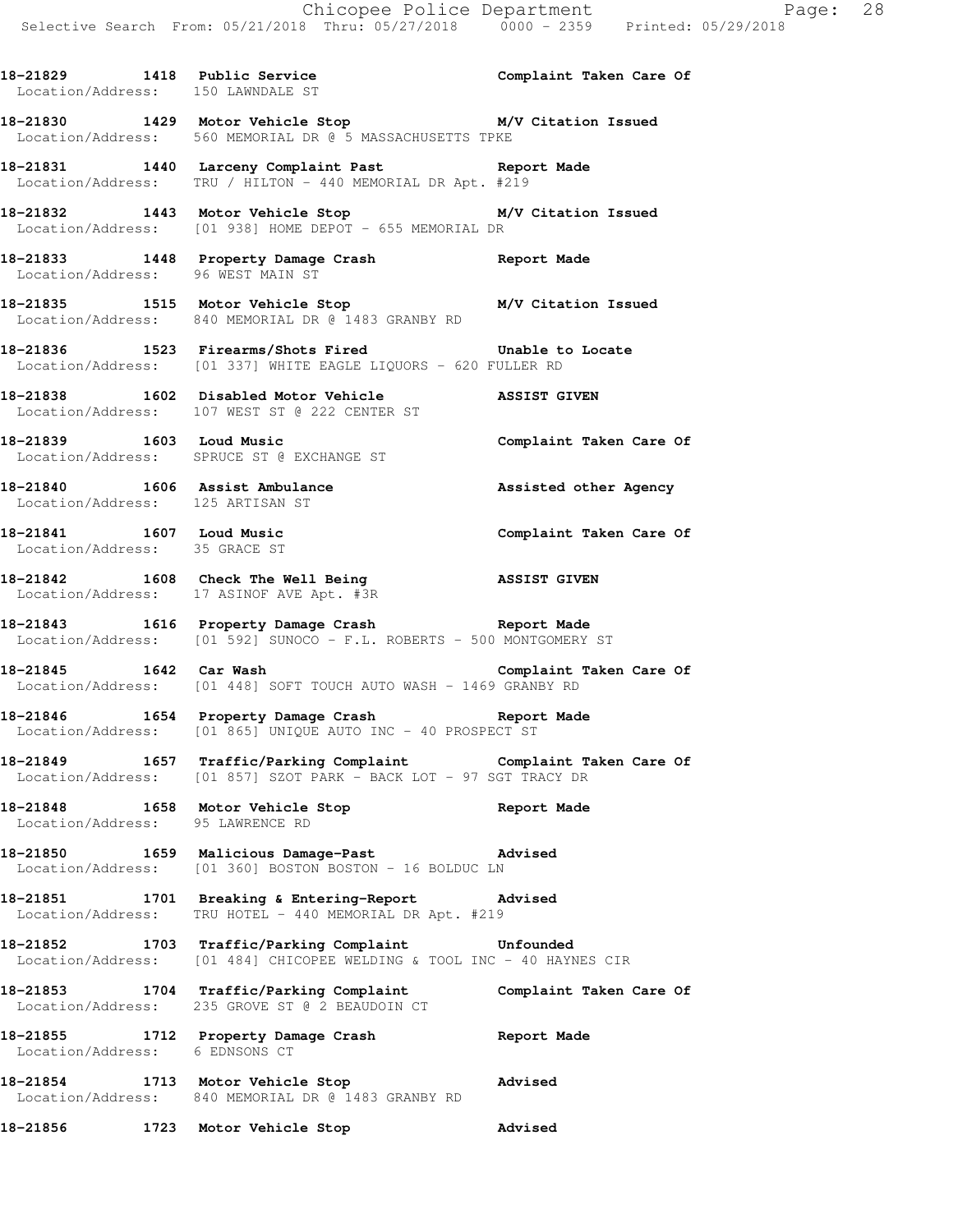18-21829 1418 Public Service Complaint Taken Care Of
Location/Address: 150 LAWNDALE ST

18-21830 1429 Motor Vehicle Stop M/V Citation Issued
Location/Address: 560 MEMORIAL DR @ 5 MASSACHUSETTS TPKE

18-21831 1440 Larceny Complaint Past Report Made
Location/Address: TRU / HILTON - 440 MEMORIAL DR Apt. #219

18-21832 1443 Motor Vehicle Stop M/V Citation Issued
Location/Address: [01 938] HOME DEPOT - 655 MEMORIAL DR

18-21833 1448 Property Damage Crash Report Made
Location/Address: 96 WEST MAIN ST

18-21835 1515 Motor Vehicle Stop M/V Citation Issued
Location/Address: 840 MEMORIAL DR @ 1483 GRANBY RD

18-21836 1523 Firearms/Shots Fired Unable to Locate
Location/Address: [01 337] WHITE EAGLE LIQUORS - 620 FULLER RD

18-21838 1602 Disabled Motor Vehicle ASSIST GIVEN
Location/Address: 107 WEST ST @ 222 CENTER ST

18-21839 1603 Loud Music Complaint Taken Care Of
Location/Address: SPRUCE ST @ EXCHANGE ST

18-21840 1606 Assist Ambulance Assisted other Agency
Location/Address: 125 ARTISAN ST

18-21841 1607 Loud Music Complaint Taken Care Of
Location/Address: 35 GRACE ST

18-21842 1608 Check The Well Being ASSIST GIVEN
Location/Address: 17 ASINOF AVE Apt. #3R

18-21843 1616 Property Damage Crash Report Made
Location/Address: [01 592] SUNOCO - F.L. ROBERTS - 500 MONTGOMERY ST

18-21845 1642 Car Wash Complaint Taken Care Of
Location/Address: [01 448] SOFT TOUCH AUTO WASH - 1469 GRANBY RD

18-21846 1654 Property Damage Crash Report Made
Location/Address: [01 865] UNIQUE AUTO INC - 40 PROSPECT ST

18-21849 1657 Traffic/Parking Complaint Complaint Taken Care Of
Location/Address: [01 857] SZOT PARK - BACK LOT - 97 SGT TRACY DR

18-21848 1658 Motor Vehicle Stop Report Made
Location/Address: 95 LAWRENCE RD

18-21850 1659 Malicious Damage-Past Advised
Location/Address: [01 360] BOSTON BOSTON - 16 BOLDUC LN

18-21851 1701 Breaking & Entering-Report Advised
Location/Address: TRU HOTEL - 440 MEMORIAL DR Apt. #219

18-21852 1703 Traffic/Parking Complaint Unfounded
Location/Address: [01 484] CHICOPEE WELDING & TOOL INC - 40 HAYNES CIR

18-21853 1704 Traffic/Parking Complaint Complaint Taken Care Of
Location/Address: 235 GROVE ST @ 2 BEAUDOIN CT

18-21855 1712 Property Damage Crash Report Made
Location/Address: 6 EDNSONS CT

18-21854 1713 Motor Vehicle Stop Advised
Location/Address: 840 MEMORIAL DR @ 1483 GRANBY RD

18-21856 1723 Motor Vehicle Stop Advised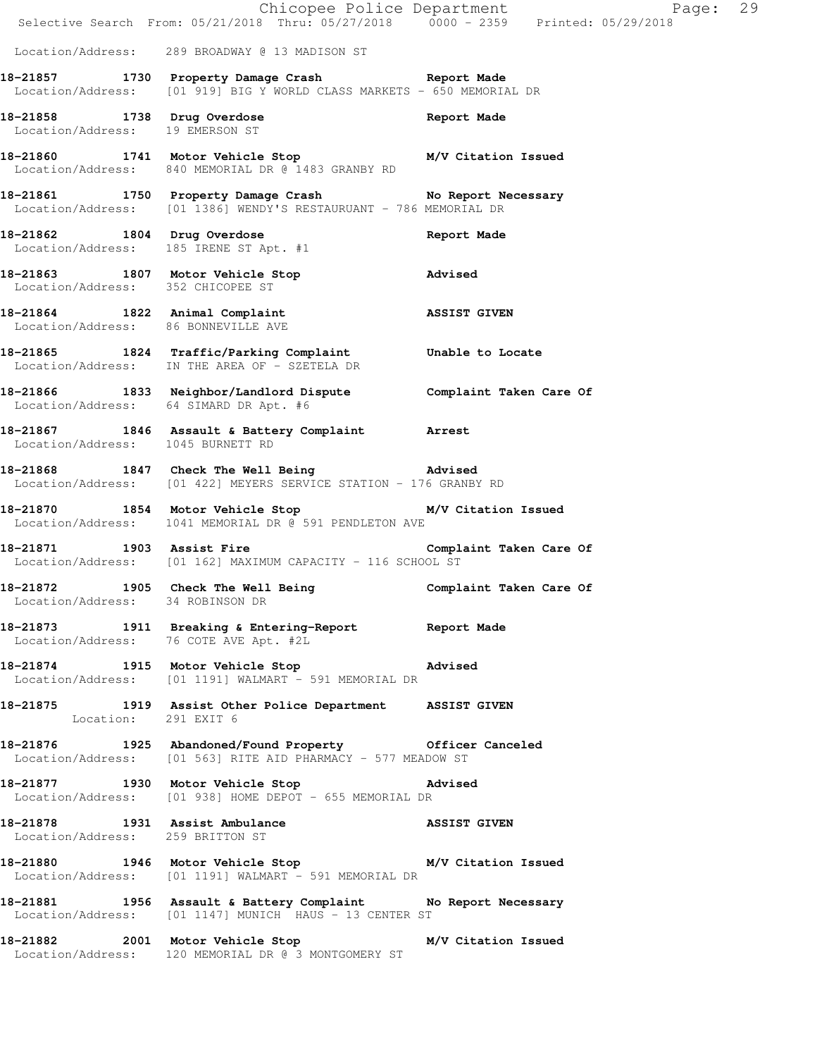Location/Address: 289 BROADWAY @ 13 MADISON ST

**18-21857 1730 Property Damage Crash** Report Made
Location/Address: [01 919] BIG Y WORLD CLASS MARKETS - 650 MEMORIAL DR

**18-21858 1738 Drug Overdose** Report Made
Location/Address: 19 EMERSON ST

**18-21860 1741 Motor Vehicle Stop** M/V Citation Issued
Location/Address: 840 MEMORIAL DR @ 1483 GRANBY RD

**18-21861 1750 Property Damage Crash** No Report Necessary
Location/Address: [01 1386] WENDY'S RESTAURUANT - 786 MEMORIAL DR

**18-21862 1804 Drug Overdose** Report Made
Location/Address: 185 IRENE ST Apt. #1

**18-21863 1807 Motor Vehicle Stop** Advised
Location/Address: 352 CHICOPEE ST

**18-21864 1822 Animal Complaint** ASSIST GIVEN
Location/Address: 86 BONNEVILLE AVE

**18-21865 1824 Traffic/Parking Complaint** Unable to Locate
Location/Address: IN THE AREA OF - SZETELA DR

**18-21866 1833 Neighbor/Landlord Dispute** Complaint Taken Care Of
Location/Address: 64 SIMARD DR Apt. #6

**18-21867 1846 Assault & Battery Complaint** Arrest
Location/Address: 1045 BURNETT RD

**18-21868 1847 Check The Well Being** Advised
Location/Address: [01 422] MEYERS SERVICE STATION - 176 GRANBY RD

**18-21870 1854 Motor Vehicle Stop** M/V Citation Issued
Location/Address: 1041 MEMORIAL DR @ 591 PENDLETON AVE

**18-21871 1903 Assist Fire** Complaint Taken Care Of
Location/Address: [01 162] MAXIMUM CAPACITY - 116 SCHOOL ST

**18-21872 1905 Check The Well Being** Complaint Taken Care Of
Location/Address: 34 ROBINSON DR

**18-21873 1911 Breaking & Entering-Report** Report Made
Location/Address: 76 COTE AVE Apt. #2L

**18-21874 1915 Motor Vehicle Stop** Advised
Location/Address: [01 1191] WALMART - 591 MEMORIAL DR

**18-21875 1919 Assist Other Police Department** ASSIST GIVEN
Location: 291 EXIT 6

**18-21876 1925 Abandoned/Found Property** Officer Canceled
Location/Address: [01 563] RITE AID PHARMACY - 577 MEADOW ST

**18-21877 1930 Motor Vehicle Stop** Advised
Location/Address: [01 938] HOME DEPOT - 655 MEMORIAL DR

**18-21878 1931 Assist Ambulance** ASSIST GIVEN
Location/Address: 259 BRITTON ST

**18-21880 1946 Motor Vehicle Stop** M/V Citation Issued
Location/Address: [01 1191] WALMART - 591 MEMORIAL DR

**18-21881 1956 Assault & Battery Complaint** No Report Necessary
Location/Address: [01 1147] MUNICH HAUS - 13 CENTER ST

**18-21882 2001 Motor Vehicle Stop** M/V Citation Issued
Location/Address: 120 MEMORIAL DR @ 3 MONTGOMERY ST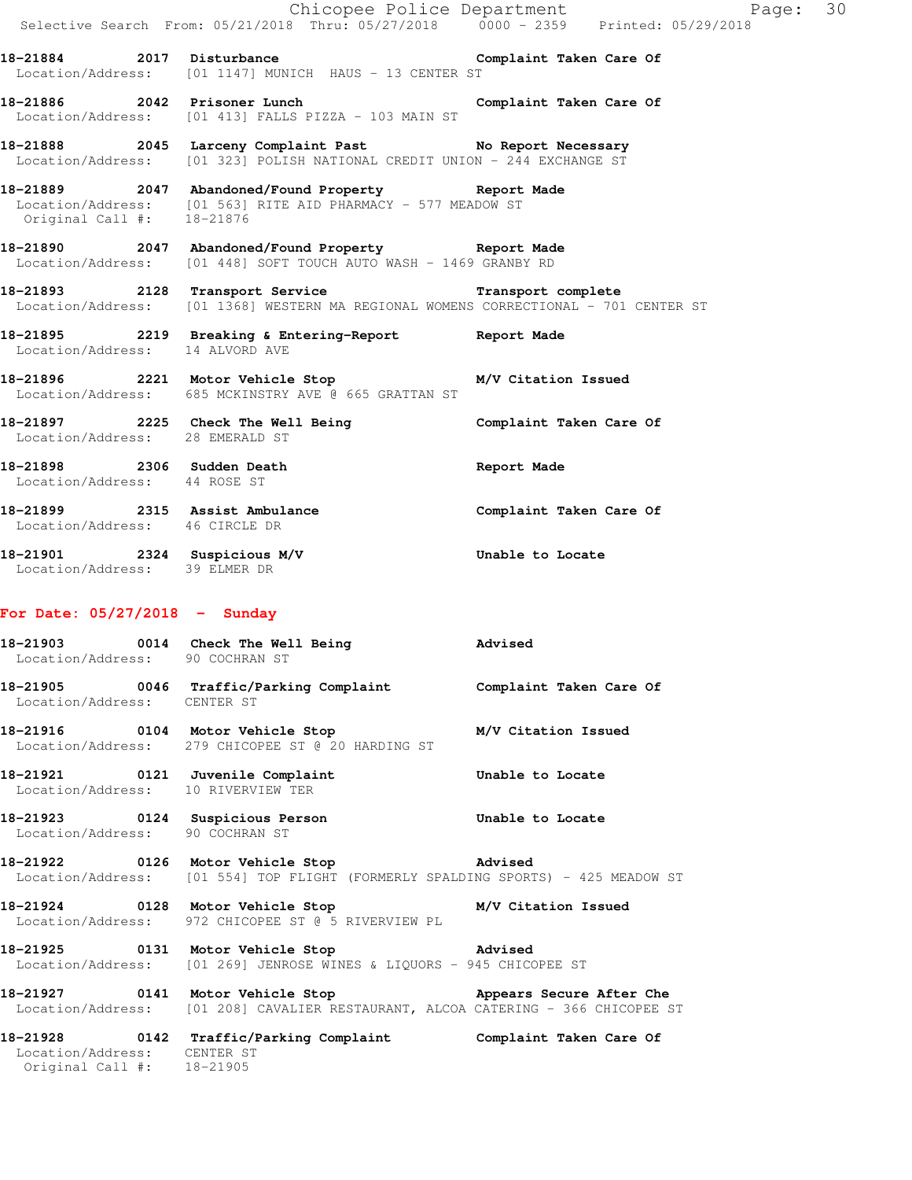18-21884 2017 Disturbance Complaint Taken Care Of
Location/Address: [01 1147] MUNICH HAUS - 13 CENTER ST

18-21886 2042 Prisoner Lunch Complaint Taken Care Of
Location/Address: [01 413] FALLS PIZZA - 103 MAIN ST

18-21888 2045 Larceny Complaint Past No Report Necessary
Location/Address: [01 323] POLISH NATIONAL CREDIT UNION - 244 EXCHANGE ST

18-21889 2047 Abandoned/Found Property Report Made
Location/Address: [01 563] RITE AID PHARMACY - 577 MEADOW ST
Original Call #: 18-21876

18-21890 2047 Abandoned/Found Property Report Made
Location/Address: [01 448] SOFT TOUCH AUTO WASH - 1469 GRANBY RD

18-21893 2128 Transport Service Transport complete
Location/Address: [01 1368] WESTERN MA REGIONAL WOMENS CORRECTIONAL - 701 CENTER ST

18-21895 2219 Breaking & Entering-Report Report Made
Location/Address: 14 ALVORD AVE

18-21896 2221 Motor Vehicle Stop M/V Citation Issued
Location/Address: 685 MCKINSTRY AVE @ 665 GRATTAN ST

18-21897 2225 Check The Well Being Complaint Taken Care Of
Location/Address: 28 EMERALD ST

18-21898 2306 Sudden Death Report Made
Location/Address: 44 ROSE ST

18-21899 2315 Assist Ambulance Complaint Taken Care Of
Location/Address: 46 CIRCLE DR

18-21901 2324 Suspicious M/V Unable to Locate
Location/Address: 39 ELMER DR

## For Date: 05/27/2018 - Sunday

18-21903 0014 Check The Well Being Advised
Location/Address: 90 COCHRAN ST

18-21905 0046 Traffic/Parking Complaint Complaint Taken Care Of
Location/Address: CENTER ST

18-21916 0104 Motor Vehicle Stop M/V Citation Issued
Location/Address: 279 CHICOPEE ST @ 20 HARDING ST

18-21921 0121 Juvenile Complaint Unable to Locate
Location/Address: 10 RIVERVIEW TER

18-21923 0124 Suspicious Person Unable to Locate
Location/Address: 90 COCHRAN ST

18-21922 0126 Motor Vehicle Stop Advised
Location/Address: [01 554] TOP FLIGHT (FORMERLY SPALDING SPORTS) - 425 MEADOW ST

18-21924 0128 Motor Vehicle Stop M/V Citation Issued
Location/Address: 972 CHICOPEE ST @ 5 RIVERVIEW PL

18-21925 0131 Motor Vehicle Stop Advised
Location/Address: [01 269] JENROSE WINES & LIQUORS - 945 CHICOPEE ST

18-21927 0141 Motor Vehicle Stop Appears Secure After Che
Location/Address: [01 208] CAVALIER RESTAURANT, ALCOA CATERING - 366 CHICOPEE ST

18-21928 0142 Traffic/Parking Complaint Complaint Taken Care Of
Location/Address: CENTER ST
Original Call #: 18-21905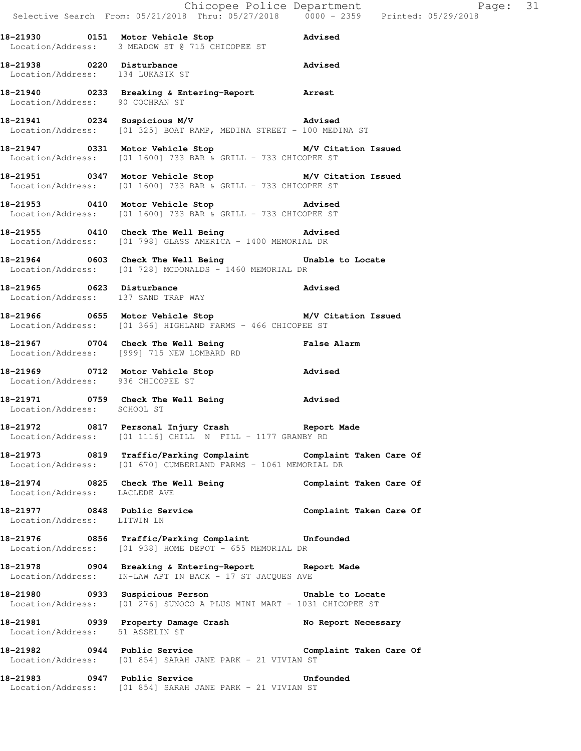18-21930 0151 Motor Vehicle Stop Advised
Location/Address: 3 MEADOW ST @ 715 CHICOPEE ST

18-21938 0220 Disturbance Advised
Location/Address: 134 LUKASIK ST

18-21940 0233 Breaking & Entering-Report Arrest
Location/Address: 90 COCHRAN ST

18-21941 0234 Suspicious M/V Advised
Location/Address: [01 325] BOAT RAMP, MEDINA STREET - 100 MEDINA ST

18-21947 0331 Motor Vehicle Stop M/V Citation Issued
Location/Address: [01 1600] 733 BAR & GRILL - 733 CHICOPEE ST

18-21951 0347 Motor Vehicle Stop M/V Citation Issued
Location/Address: [01 1600] 733 BAR & GRILL - 733 CHICOPEE ST

18-21953 0410 Motor Vehicle Stop Advised
Location/Address: [01 1600] 733 BAR & GRILL - 733 CHICOPEE ST

18-21955 0410 Check The Well Being Advised
Location/Address: [01 798] GLASS AMERICA - 1400 MEMORIAL DR

18-21964 0603 Check The Well Being Unable to Locate
Location/Address: [01 728] MCDONALDS - 1460 MEMORIAL DR

18-21965 0623 Disturbance Advised
Location/Address: 137 SAND TRAP WAY

18-21966 0655 Motor Vehicle Stop M/V Citation Issued
Location/Address: [01 366] HIGHLAND FARMS - 466 CHICOPEE ST

18-21967 0704 Check The Well Being False Alarm
Location/Address: [999] 715 NEW LOMBARD RD

18-21969 0712 Motor Vehicle Stop Advised
Location/Address: 936 CHICOPEE ST

18-21971 0759 Check The Well Being Advised
Location/Address: SCHOOL ST

18-21972 0817 Personal Injury Crash Report Made
Location/Address: [01 1116] CHILL N FILL - 1177 GRANBY RD

18-21973 0819 Traffic/Parking Complaint Complaint Taken Care Of
Location/Address: [01 670] CUMBERLAND FARMS - 1061 MEMORIAL DR

18-21974 0825 Check The Well Being Complaint Taken Care Of
Location/Address: LACLEDE AVE

18-21977 0848 Public Service Complaint Taken Care Of
Location/Address: LITWIN LN

18-21976 0856 Traffic/Parking Complaint Unfounded
Location/Address: [01 938] HOME DEPOT - 655 MEMORIAL DR

18-21978 0904 Breaking & Entering-Report Report Made
Location/Address: IN-LAW APT IN BACK - 17 ST JACQUES AVE

18-21980 0933 Suspicious Person Unable to Locate
Location/Address: [01 276] SUNOCO A PLUS MINI MART - 1031 CHICOPEE ST

18-21981 0939 Property Damage Crash No Report Necessary
Location/Address: 51 ASSELIN ST

18-21982 0944 Public Service Complaint Taken Care Of
Location/Address: [01 854] SARAH JANE PARK - 21 VIVIAN ST

18-21983 0947 Public Service Unfounded
Location/Address: [01 854] SARAH JANE PARK - 21 VIVIAN ST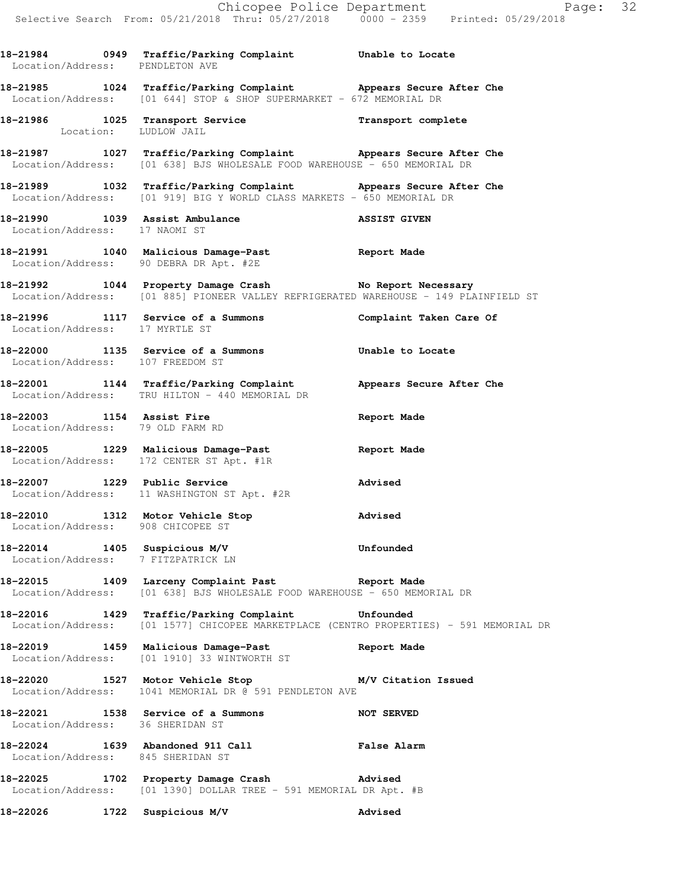**18-21984 0949 Traffic/Parking Complaint Unable to Locate**
Location/Address: PENDLETON AVE

**18-21985 1024 Traffic/Parking Complaint Appears Secure After Che**
Location/Address: [01 644] STOP & SHOP SUPERMARKET - 672 MEMORIAL DR

**18-21986 1025 Transport Service Transport complete**
Location: LUDLOW JAIL

**18-21987 1027 Traffic/Parking Complaint Appears Secure After Che**
Location/Address: [01 638] BJS WHOLESALE FOOD WAREHOUSE - 650 MEMORIAL DR

**18-21989 1032 Traffic/Parking Complaint Appears Secure After Che**
Location/Address: [01 919] BIG Y WORLD CLASS MARKETS - 650 MEMORIAL DR

**18-21990 1039 Assist Ambulance ASSIST GIVEN**
Location/Address: 17 NAOMI ST

**18-21991 1040 Malicious Damage-Past Report Made**
Location/Address: 90 DEBRA DR Apt. #2E

**18-21992 1044 Property Damage Crash No Report Necessary**
Location/Address: [01 885] PIONEER VALLEY REFRIGERATED WAREHOUSE - 149 PLAINFIELD ST

**18-21996 1117 Service of a Summons Complaint Taken Care Of**
Location/Address: 17 MYRTLE ST

**18-22000 1135 Service of a Summons Unable to Locate**
Location/Address: 107 FREEDOM ST

**18-22001 1144 Traffic/Parking Complaint Appears Secure After Che**
Location/Address: TRU HILTON - 440 MEMORIAL DR

**18-22003 1154 Assist Fire Report Made**
Location/Address: 79 OLD FARM RD

**18-22005 1229 Malicious Damage-Past Report Made**
Location/Address: 172 CENTER ST Apt. #1R

**18-22007 1229 Public Service Advised**
Location/Address: 11 WASHINGTON ST Apt. #2R

**18-22010 1312 Motor Vehicle Stop Advised**
Location/Address: 908 CHICOPEE ST

**18-22014 1405 Suspicious M/V Unfounded**
Location/Address: 7 FITZPATRICK LN

**18-22015 1409 Larceny Complaint Past Report Made**
Location/Address: [01 638] BJS WHOLESALE FOOD WAREHOUSE - 650 MEMORIAL DR

**18-22016 1429 Traffic/Parking Complaint Unfounded**
Location/Address: [01 1577] CHICOPEE MARKETPLACE (CENTRO PROPERTIES) - 591 MEMORIAL DR

**18-22019 1459 Malicious Damage-Past Report Made**
Location/Address: [01 1910] 33 WINTWORTH ST

**18-22020 1527 Motor Vehicle Stop M/V Citation Issued**
Location/Address: 1041 MEMORIAL DR @ 591 PENDLETON AVE

**18-22021 1538 Service of a Summons NOT SERVED**
Location/Address: 36 SHERIDAN ST

**18-22024 1639 Abandoned 911 Call False Alarm**
Location/Address: 845 SHERIDAN ST

**18-22025 1702 Property Damage Crash Advised**
Location/Address: [01 1390] DOLLAR TREE - 591 MEMORIAL DR Apt. #B

**18-22026 1722 Suspicious M/V Advised**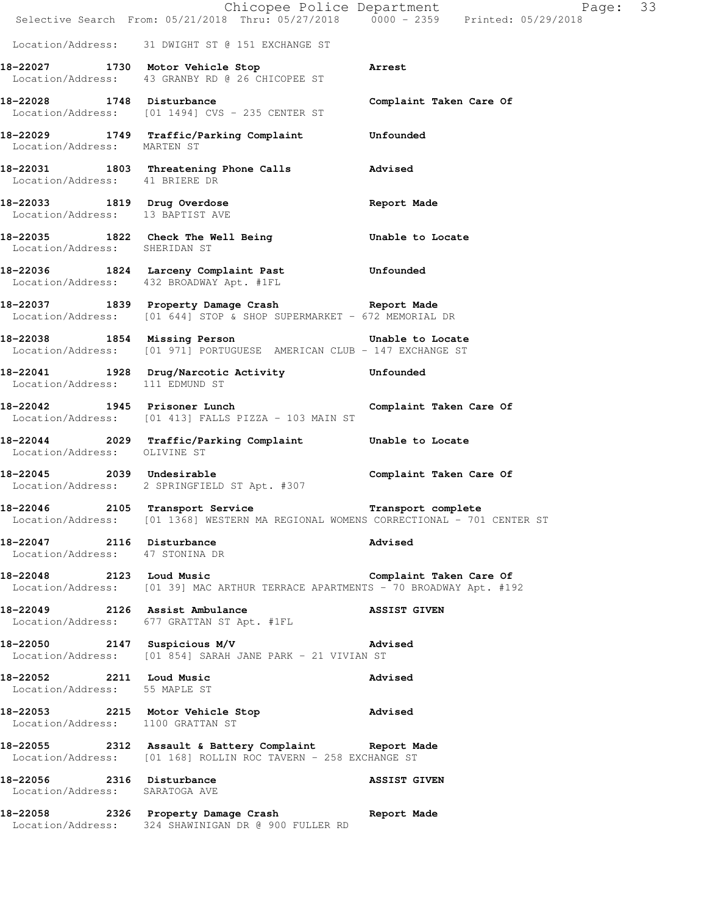Location/Address: 31 DWIGHT ST @ 151 EXCHANGE ST

**18-22027 1730 Motor Vehicle Stop** — **Arrest**
Location/Address: 43 GRANBY RD @ 26 CHICOPEE ST

**18-22028 1748 Disturbance** — **Complaint Taken Care Of**
Location/Address: [01 1494] CVS - 235 CENTER ST

**18-22029 1749 Traffic/Parking Complaint** — **Unfounded**
Location/Address: MARTEN ST

**18-22031 1803 Threatening Phone Calls** — **Advised**
Location/Address: 41 BRIERE DR

**18-22033 1819 Drug Overdose** — **Report Made**
Location/Address: 13 BAPTIST AVE

**18-22035 1822 Check The Well Being** — **Unable to Locate**
Location/Address: SHERIDAN ST

**18-22036 1824 Larceny Complaint Past** — **Unfounded**
Location/Address: 432 BROADWAY Apt. #1FL

**18-22037 1839 Property Damage Crash** — **Report Made**
Location/Address: [01 644] STOP & SHOP SUPERMARKET - 672 MEMORIAL DR

**18-22038 1854 Missing Person** — **Unable to Locate**
Location/Address: [01 971] PORTUGUESE AMERICAN CLUB - 147 EXCHANGE ST

**18-22041 1928 Drug/Narcotic Activity** — **Unfounded**
Location/Address: 111 EDMUND ST

**18-22042 1945 Prisoner Lunch** — **Complaint Taken Care Of**
Location/Address: [01 413] FALLS PIZZA - 103 MAIN ST

**18-22044 2029 Traffic/Parking Complaint** — **Unable to Locate**
Location/Address: OLIVINE ST

**18-22045 2039 Undesirable** — **Complaint Taken Care Of**
Location/Address: 2 SPRINGFIELD ST Apt. #307

**18-22046 2105 Transport Service** — **Transport complete**
Location/Address: [01 1368] WESTERN MA REGIONAL WOMENS CORRECTIONAL - 701 CENTER ST

**18-22047 2116 Disturbance** — **Advised**
Location/Address: 47 STONINA DR

**18-22048 2123 Loud Music** — **Complaint Taken Care Of**
Location/Address: [01 39] MAC ARTHUR TERRACE APARTMENTS - 70 BROADWAY Apt. #192

**18-22049 2126 Assist Ambulance** — **ASSIST GIVEN**
Location/Address: 677 GRATTAN ST Apt. #1FL

**18-22050 2147 Suspicious M/V** — **Advised**
Location/Address: [01 854] SARAH JANE PARK - 21 VIVIAN ST

**18-22052 2211 Loud Music** — **Advised**
Location/Address: 55 MAPLE ST

**18-22053 2215 Motor Vehicle Stop** — **Advised**
Location/Address: 1100 GRATTAN ST

**18-22055 2312 Assault & Battery Complaint** — **Report Made**
Location/Address: [01 168] ROLLIN ROC TAVERN - 258 EXCHANGE ST

**18-22056 2316 Disturbance** — **ASSIST GIVEN**
Location/Address: SARATOGA AVE

**18-22058 2326 Property Damage Crash** — **Report Made**
Location/Address: 324 SHAWINIGAN DR @ 900 FULLER RD